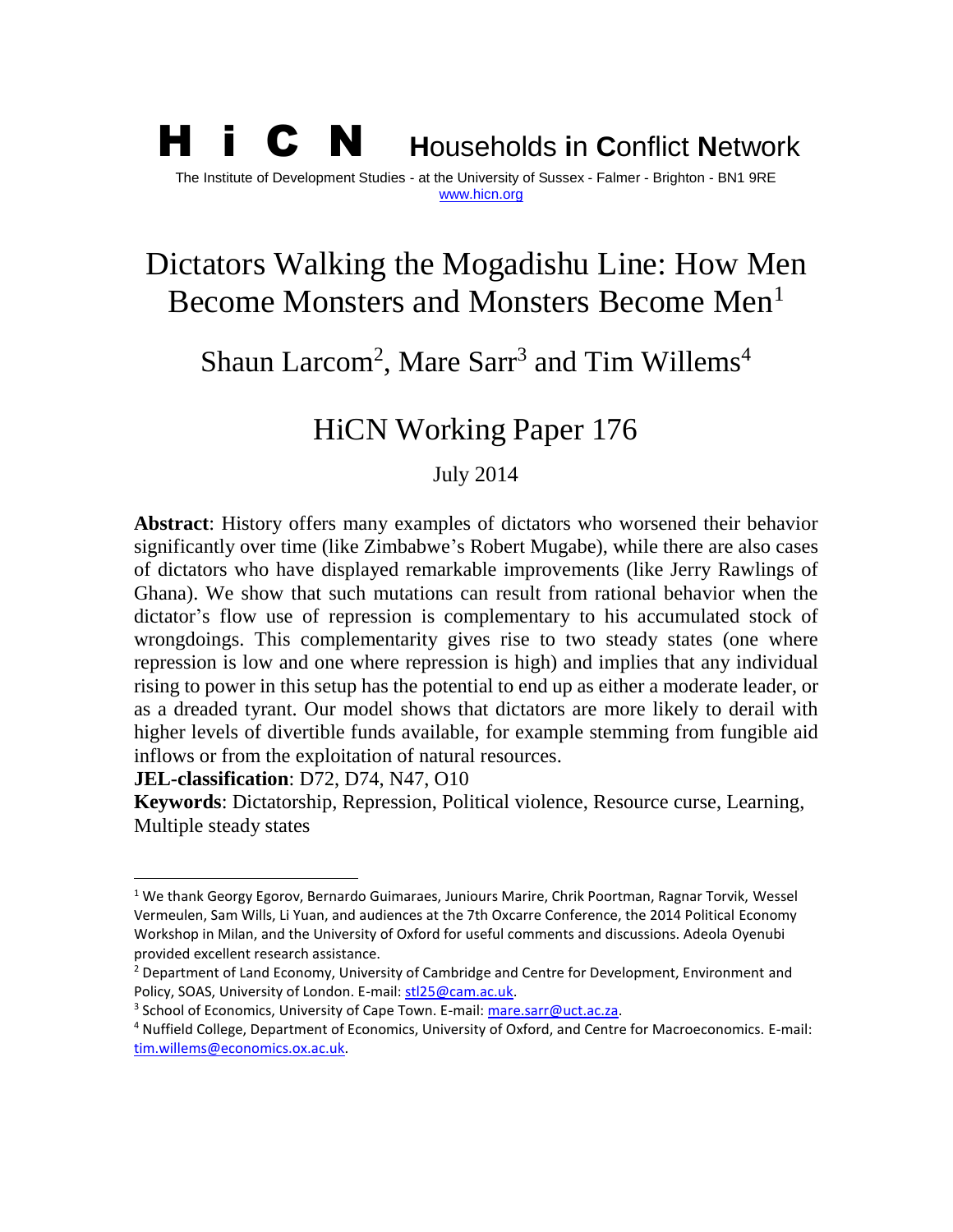**H i C N** **H**ouseholds **i**n **C**onflict **N**etwork

The Institute of Development Studies - at the University of Sussex - Falmer - Brighton - BN1 9RE
www.hicn.org

# Dictators Walking the Mogadishu Line: How Men Become Monsters and Monsters Become Men[1]

Shaun Larcom[2], Mare Sarr[3] and Tim Willems[4]

## HiCN Working Paper 176

July 2014

**Abstract**: History offers many examples of dictators who worsened their behavior significantly over time (like Zimbabwe's Robert Mugabe), while there are also cases of dictators who have displayed remarkable improvements (like Jerry Rawlings of Ghana). We show that such mutations can result from rational behavior when the dictator's flow use of repression is complementary to his accumulated stock of wrongdoings. This complementarity gives rise to two steady states (one where repression is low and one where repression is high) and implies that any individual rising to power in this setup has the potential to end up as either a moderate leader, or as a dreaded tyrant. Our model shows that dictators are more likely to derail with higher levels of divertible funds available, for example stemming from fungible aid inflows or from the exploitation of natural resources.

**JEL-classification**: D72, D74, N47, O10

**Keywords**: Dictatorship, Repression, Political violence, Resource curse, Learning, Multiple steady states

---

[1] We thank Georgy Egorov, Bernardo Guimaraes, Juniours Marire, Chrik Poortman, Ragnar Torvik, Wessel Vermeulen, Sam Wills, Li Yuan, and audiences at the 7th Oxcarre Conference, the 2014 Political Economy Workshop in Milan, and the University of Oxford for useful comments and discussions. Adeola Oyenubi provided excellent research assistance.

[2] Department of Land Economy, University of Cambridge and Centre for Development, Environment and Policy, SOAS, University of London. E-mail: stl25@cam.ac.uk.

[3] School of Economics, University of Cape Town. E-mail: mare.sarr@uct.ac.za.

[4] Nuffield College, Department of Economics, University of Oxford, and Centre for Macroeconomics. E-mail: tim.willems@economics.ox.ac.uk.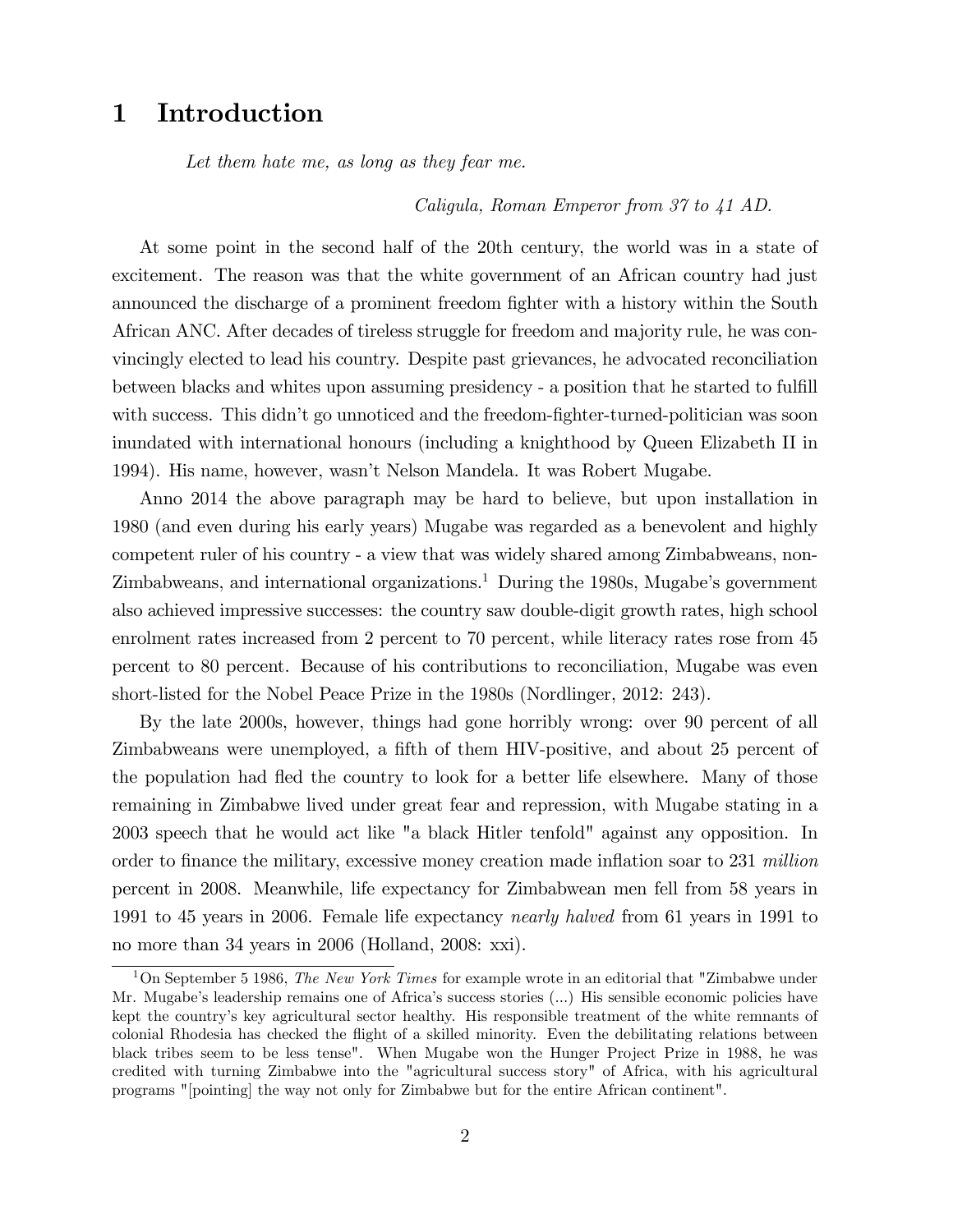# 1 Introduction

*Let them hate me, as long as they fear me.*

*Caligula, Roman Emperor from 37 to 41 AD.*

At some point in the second half of the 20th century, the world was in a state of excitement. The reason was that the white government of an African country had just announced the discharge of a prominent freedom fighter with a history within the South African ANC. After decades of tireless struggle for freedom and majority rule, he was convincingly elected to lead his country. Despite past grievances, he advocated reconciliation between blacks and whites upon assuming presidency - a position that he started to fulfill with success. This didn't go unnoticed and the freedom-fighter-turned-politician was soon inundated with international honours (including a knighthood by Queen Elizabeth II in 1994). His name, however, wasn't Nelson Mandela. It was Robert Mugabe.

Anno 2014 the above paragraph may be hard to believe, but upon installation in 1980 (and even during his early years) Mugabe was regarded as a benevolent and highly competent ruler of his country - a view that was widely shared among Zimbabweans, non-Zimbabweans, and international organizations.[1] During the 1980s, Mugabe's government also achieved impressive successes: the country saw double-digit growth rates, high school enrolment rates increased from 2 percent to 70 percent, while literacy rates rose from 45 percent to 80 percent. Because of his contributions to reconciliation, Mugabe was even short-listed for the Nobel Peace Prize in the 1980s (Nordlinger, 2012: 243).

By the late 2000s, however, things had gone horribly wrong: over 90 percent of all Zimbabweans were unemployed, a fifth of them HIV-positive, and about 25 percent of the population had fled the country to look for a better life elsewhere. Many of those remaining in Zimbabwe lived under great fear and repression, with Mugabe stating in a 2003 speech that he would act like "a black Hitler tenfold" against any opposition. In order to finance the military, excessive money creation made inflation soar to 231 *million* percent in 2008. Meanwhile, life expectancy for Zimbabwean men fell from 58 years in 1991 to 45 years in 2006. Female life expectancy *nearly halved* from 61 years in 1991 to no more than 34 years in 2006 (Holland, 2008: xxi).

[1] On September 5 1986, *The New York Times* for example wrote in an editorial that "Zimbabwe under Mr. Mugabe's leadership remains one of Africa's success stories (...) His sensible economic policies have kept the country's key agricultural sector healthy. His responsible treatment of the white remnants of colonial Rhodesia has checked the flight of a skilled minority. Even the debilitating relations between black tribes seem to be less tense". When Mugabe won the Hunger Project Prize in 1988, he was credited with turning Zimbabwe into the "agricultural success story" of Africa, with his agricultural programs "[pointing] the way not only for Zimbabwe but for the entire African continent".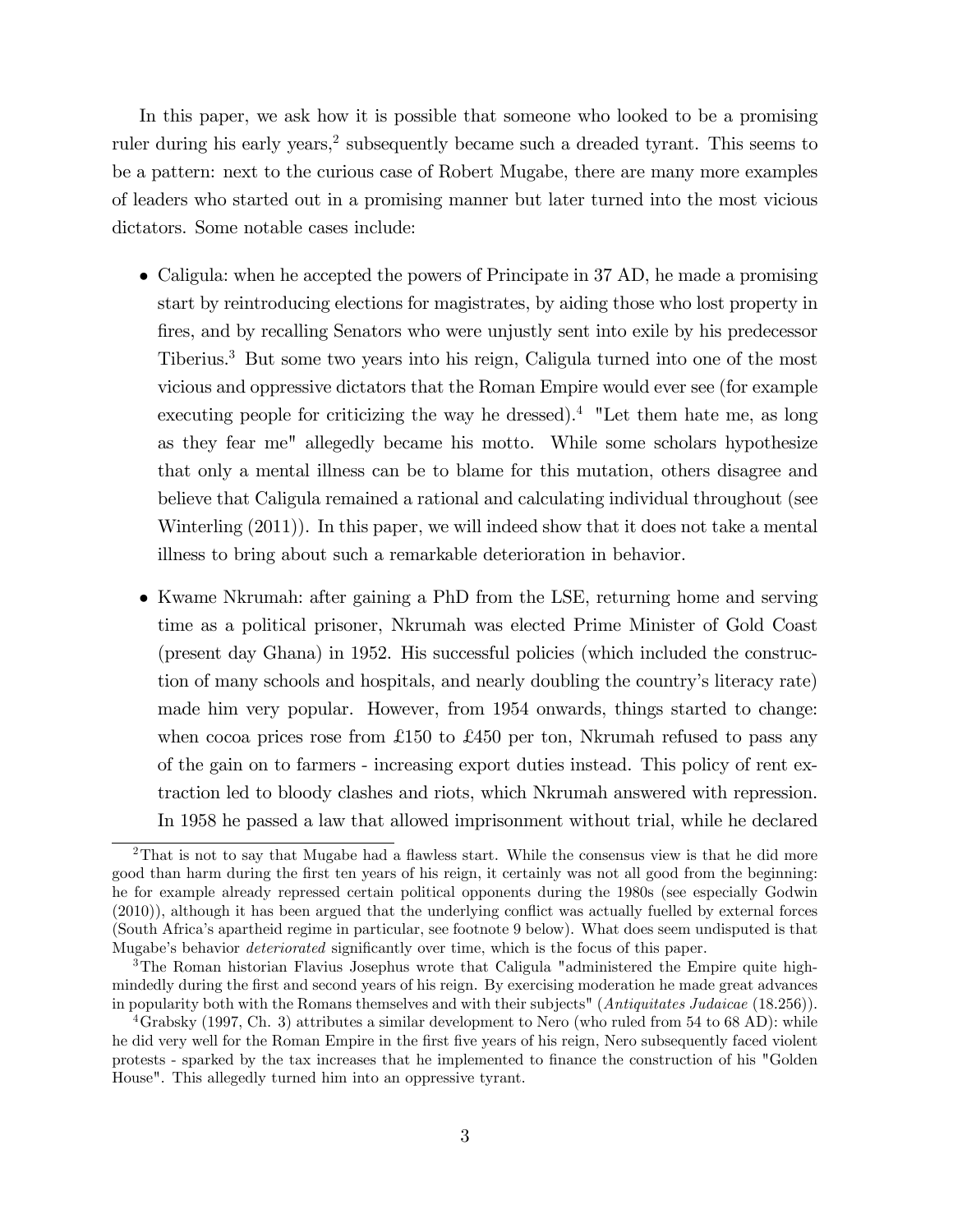In this paper, we ask how it is possible that someone who looked to be a promising ruler during his early years,[2] subsequently became such a dreaded tyrant. This seems to be a pattern: next to the curious case of Robert Mugabe, there are many more examples of leaders who started out in a promising manner but later turned into the most vicious dictators. Some notable cases include:

- Caligula: when he accepted the powers of Principate in 37 AD, he made a promising start by reintroducing elections for magistrates, by aiding those who lost property in fires, and by recalling Senators who were unjustly sent into exile by his predecessor Tiberius.[3] But some two years into his reign, Caligula turned into one of the most vicious and oppressive dictators that the Roman Empire would ever see (for example executing people for criticizing the way he dressed).[4] "Let them hate me, as long as they fear me" allegedly became his motto. While some scholars hypothesize that only a mental illness can be to blame for this mutation, others disagree and believe that Caligula remained a rational and calculating individual throughout (see Winterling (2011)). In this paper, we will indeed show that it does not take a mental illness to bring about such a remarkable deterioration in behavior.

- Kwame Nkrumah: after gaining a PhD from the LSE, returning home and serving time as a political prisoner, Nkrumah was elected Prime Minister of Gold Coast (present day Ghana) in 1952. His successful policies (which included the construction of many schools and hospitals, and nearly doubling the country's literacy rate) made him very popular. However, from 1954 onwards, things started to change: when cocoa prices rose from £150 to £450 per ton, Nkrumah refused to pass any of the gain on to farmers - increasing export duties instead. This policy of rent extraction led to bloody clashes and riots, which Nkrumah answered with repression. In 1958 he passed a law that allowed imprisonment without trial, while he declared

---

[2] That is not to say that Mugabe had a flawless start. While the consensus view is that he did more good than harm during the first ten years of his reign, it certainly was not all good from the beginning: he for example already repressed certain political opponents during the 1980s (see especially Godwin (2010)), although it has been argued that the underlying conflict was actually fuelled by external forces (South Africa's apartheid regime in particular, see footnote 9 below). What does seem undisputed is that Mugabe's behavior *deteriorated* significantly over time, which is the focus of this paper.

[3] The Roman historian Flavius Josephus wrote that Caligula "administered the Empire quite high-mindedly during the first and second years of his reign. By exercising moderation he made great advances in popularity both with the Romans themselves and with their subjects" (*Antiquitates Judaicae* (18.256)).

[4] Grabsky (1997, Ch. 3) attributes a similar development to Nero (who ruled from 54 to 68 AD): while he did very well for the Roman Empire in the first five years of his reign, Nero subsequently faced violent protests - sparked by the tax increases that he implemented to finance the construction of his "Golden House". This allegedly turned him into an oppressive tyrant.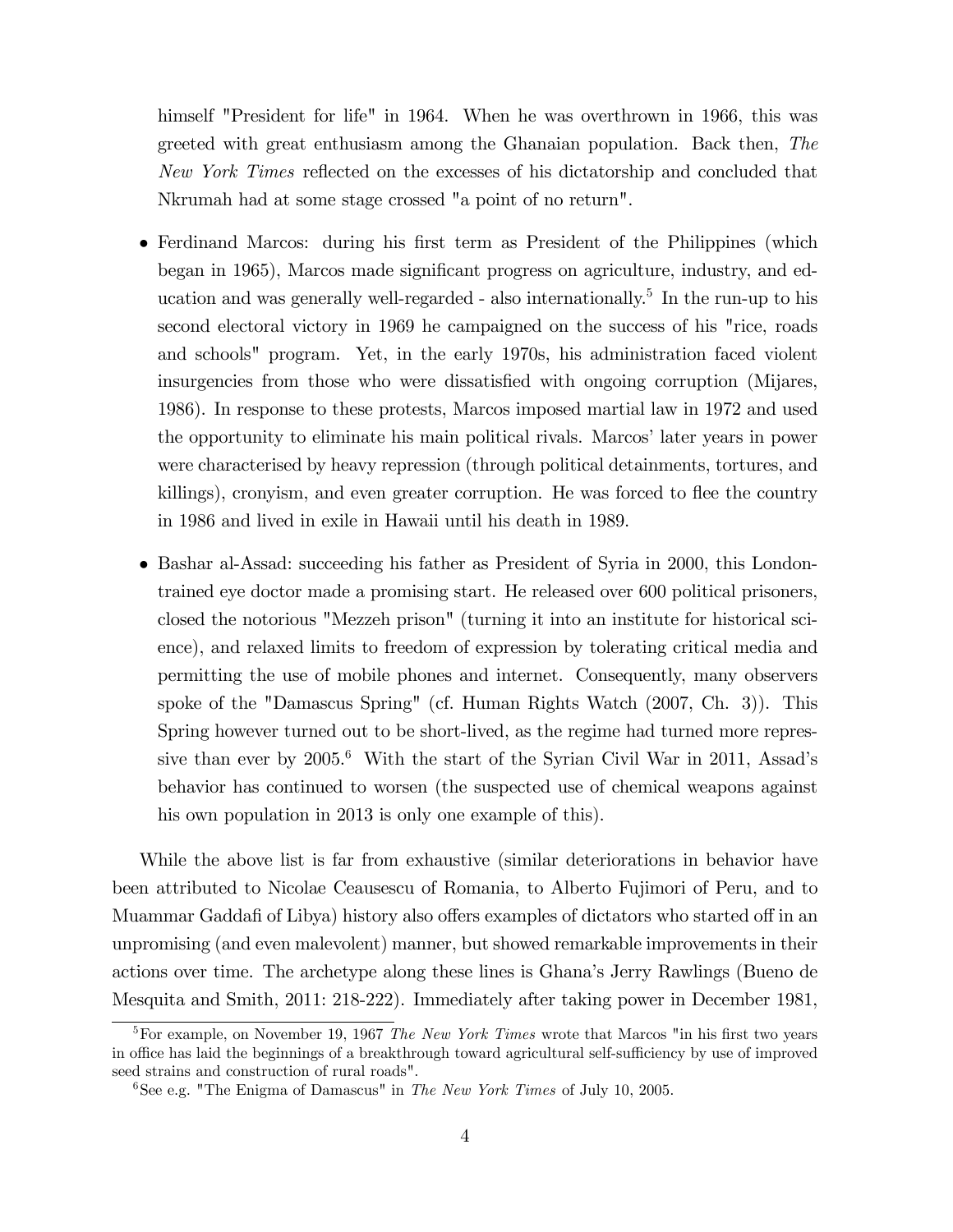himself "President for life" in 1964. When he was overthrown in 1966, this was greeted with great enthusiasm among the Ghanaian population. Back then, *The New York Times* reflected on the excesses of his dictatorship and concluded that Nkrumah had at some stage crossed "a point of no return".

- Ferdinand Marcos: during his first term as President of the Philippines (which began in 1965), Marcos made significant progress on agriculture, industry, and education and was generally well-regarded - also internationally.[5] In the run-up to his second electoral victory in 1969 he campaigned on the success of his "rice, roads and schools" program. Yet, in the early 1970s, his administration faced violent insurgencies from those who were dissatisfied with ongoing corruption (Mijares, 1986). In response to these protests, Marcos imposed martial law in 1972 and used the opportunity to eliminate his main political rivals. Marcos' later years in power were characterised by heavy repression (through political detainments, tortures, and killings), cronyism, and even greater corruption. He was forced to flee the country in 1986 and lived in exile in Hawaii until his death in 1989.

- Bashar al-Assad: succeeding his father as President of Syria in 2000, this London-trained eye doctor made a promising start. He released over 600 political prisoners, closed the notorious "Mezzeh prison" (turning it into an institute for historical science), and relaxed limits to freedom of expression by tolerating critical media and permitting the use of mobile phones and internet. Consequently, many observers spoke of the "Damascus Spring" (cf. Human Rights Watch (2007, Ch. 3)). This Spring however turned out to be short-lived, as the regime had turned more repressive than ever by 2005.[6] With the start of the Syrian Civil War in 2011, Assad's behavior has continued to worsen (the suspected use of chemical weapons against his own population in 2013 is only one example of this).

While the above list is far from exhaustive (similar deteriorations in behavior have been attributed to Nicolae Ceausescu of Romania, to Alberto Fujimori of Peru, and to Muammar Gaddafi of Libya) history also offers examples of dictators who started off in an unpromising (and even malevolent) manner, but showed remarkable improvements in their actions over time. The archetype along these lines is Ghana's Jerry Rawlings (Bueno de Mesquita and Smith, 2011: 218-222). Immediately after taking power in December 1981,

[5] For example, on November 19, 1967 *The New York Times* wrote that Marcos "in his first two years in office has laid the beginnings of a breakthrough toward agricultural self-sufficiency by use of improved seed strains and construction of rural roads".

[6] See e.g. "The Enigma of Damascus" in *The New York Times* of July 10, 2005.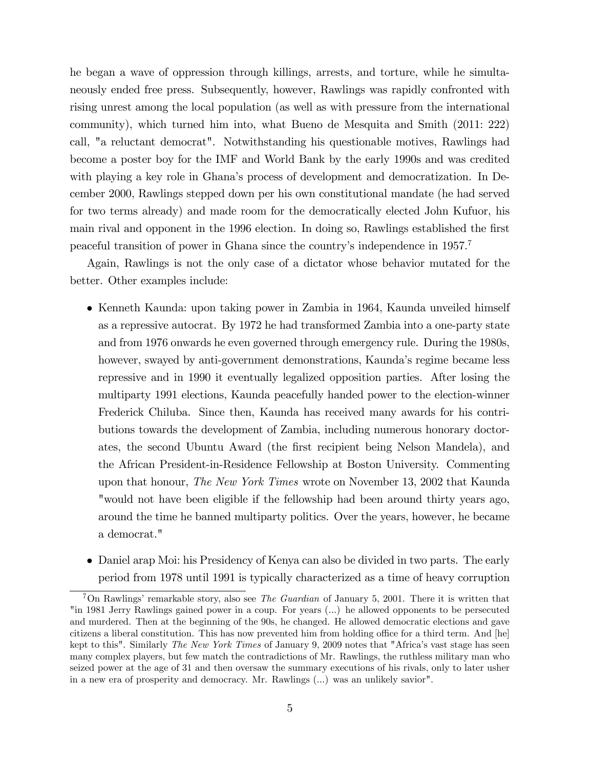he began a wave of oppression through killings, arrests, and torture, while he simultaneously ended free press. Subsequently, however, Rawlings was rapidly confronted with rising unrest among the local population (as well as with pressure from the international community), which turned him into, what Bueno de Mesquita and Smith (2011: 222) call, "a reluctant democrat". Notwithstanding his questionable motives, Rawlings had become a poster boy for the IMF and World Bank by the early 1990s and was credited with playing a key role in Ghana's process of development and democratization. In December 2000, Rawlings stepped down per his own constitutional mandate (he had served for two terms already) and made room for the democratically elected John Kufuor, his main rival and opponent in the 1996 election. In doing so, Rawlings established the first peaceful transition of power in Ghana since the country's independence in 1957.[7]

Again, Rawlings is not the only case of a dictator whose behavior mutated for the better. Other examples include:

- Kenneth Kaunda: upon taking power in Zambia in 1964, Kaunda unveiled himself as a repressive autocrat. By 1972 he had transformed Zambia into a one-party state and from 1976 onwards he even governed through emergency rule. During the 1980s, however, swayed by anti-government demonstrations, Kaunda's regime became less repressive and in 1990 it eventually legalized opposition parties. After losing the multiparty 1991 elections, Kaunda peacefully handed power to the election-winner Frederick Chiluba. Since then, Kaunda has received many awards for his contributions towards the development of Zambia, including numerous honorary doctorates, the second Ubuntu Award (the first recipient being Nelson Mandela), and the African President-in-Residence Fellowship at Boston University. Commenting upon that honour, *The New York Times* wrote on November 13, 2002 that Kaunda "would not have been eligible if the fellowship had been around thirty years ago, around the time he banned multiparty politics. Over the years, however, he became a democrat."

- Daniel arap Moi: his Presidency of Kenya can also be divided in two parts. The early period from 1978 until 1991 is typically characterized as a time of heavy corruption

[7] On Rawlings' remarkable story, also see *The Guardian* of January 5, 2001. There it is written that "in 1981 Jerry Rawlings gained power in a coup. For years (...) he allowed opponents to be persecuted and murdered. Then at the beginning of the 90s, he changed. He allowed democratic elections and gave citizens a liberal constitution. This has now prevented him from holding office for a third term. And [he] kept to this". Similarly *The New York Times* of January 9, 2009 notes that "Africa's vast stage has seen many complex players, but few match the contradictions of Mr. Rawlings, the ruthless military man who seized power at the age of 31 and then oversaw the summary executions of his rivals, only to later usher in a new era of prosperity and democracy. Mr. Rawlings (...) was an unlikely savior".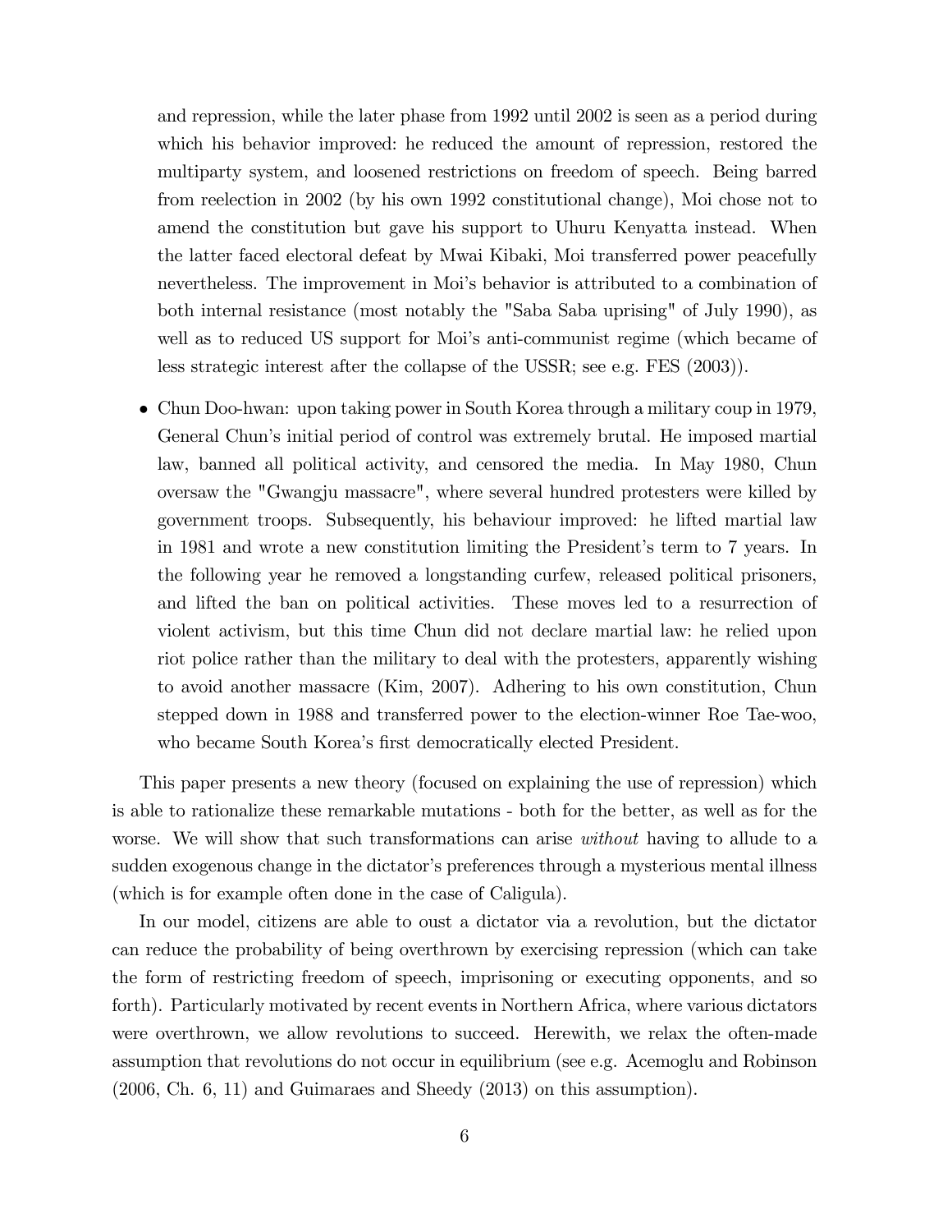and repression, while the later phase from 1992 until 2002 is seen as a period during which his behavior improved: he reduced the amount of repression, restored the multiparty system, and loosened restrictions on freedom of speech. Being barred from reelection in 2002 (by his own 1992 constitutional change), Moi chose not to amend the constitution but gave his support to Uhuru Kenyatta instead. When the latter faced electoral defeat by Mwai Kibaki, Moi transferred power peacefully nevertheless. The improvement in Moi's behavior is attributed to a combination of both internal resistance (most notably the "Saba Saba uprising" of July 1990), as well as to reduced US support for Moi's anti-communist regime (which became of less strategic interest after the collapse of the USSR; see e.g. FES (2003)).

- Chun Doo-hwan: upon taking power in South Korea through a military coup in 1979, General Chun's initial period of control was extremely brutal. He imposed martial law, banned all political activity, and censored the media. In May 1980, Chun oversaw the "Gwangju massacre", where several hundred protesters were killed by government troops. Subsequently, his behaviour improved: he lifted martial law in 1981 and wrote a new constitution limiting the President's term to 7 years. In the following year he removed a longstanding curfew, released political prisoners, and lifted the ban on political activities. These moves led to a resurrection of violent activism, but this time Chun did not declare martial law: he relied upon riot police rather than the military to deal with the protesters, apparently wishing to avoid another massacre (Kim, 2007). Adhering to his own constitution, Chun stepped down in 1988 and transferred power to the election-winner Roe Tae-woo, who became South Korea's first democratically elected President.

This paper presents a new theory (focused on explaining the use of repression) which is able to rationalize these remarkable mutations - both for the better, as well as for the worse. We will show that such transformations can arise *without* having to allude to a sudden exogenous change in the dictator's preferences through a mysterious mental illness (which is for example often done in the case of Caligula).

In our model, citizens are able to oust a dictator via a revolution, but the dictator can reduce the probability of being overthrown by exercising repression (which can take the form of restricting freedom of speech, imprisoning or executing opponents, and so forth). Particularly motivated by recent events in Northern Africa, where various dictators were overthrown, we allow revolutions to succeed. Herewith, we relax the often-made assumption that revolutions do not occur in equilibrium (see e.g. Acemoglu and Robinson (2006, Ch. 6, 11) and Guimaraes and Sheedy (2013) on this assumption).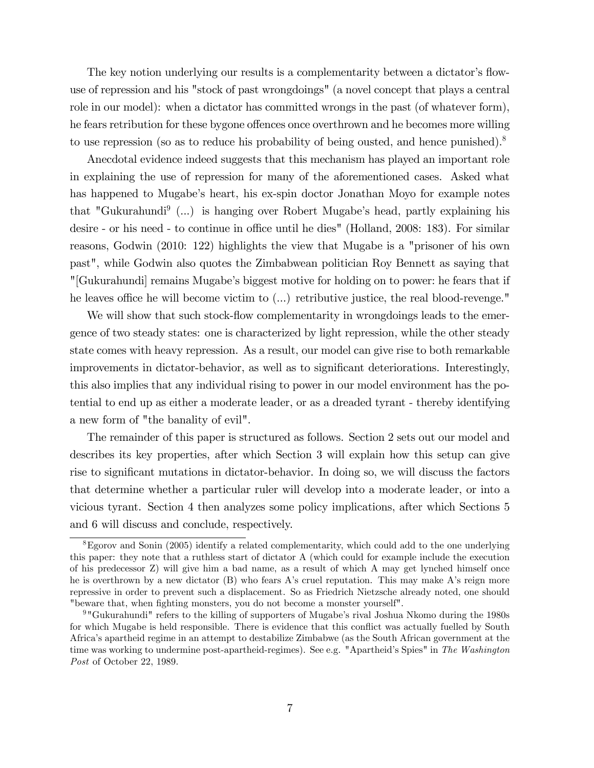The key notion underlying our results is a complementarity between a dictator's flow-use of repression and his "stock of past wrongdoings" (a novel concept that plays a central role in our model): when a dictator has committed wrongs in the past (of whatever form), he fears retribution for these bygone offences once overthrown and he becomes more willing to use repression (so as to reduce his probability of being ousted, and hence punished).[8]

Anecdotal evidence indeed suggests that this mechanism has played an important role in explaining the use of repression for many of the aforementioned cases. Asked what has happened to Mugabe's heart, his ex-spin doctor Jonathan Moyo for example notes that "Gukurahundi[9] (...) is hanging over Robert Mugabe's head, partly explaining his desire - or his need - to continue in office until he dies" (Holland, 2008: 183). For similar reasons, Godwin (2010: 122) highlights the view that Mugabe is a "prisoner of his own past", while Godwin also quotes the Zimbabwean politician Roy Bennett as saying that "[Gukurahundi] remains Mugabe's biggest motive for holding on to power: he fears that if he leaves office he will become victim to (...) retributive justice, the real blood-revenge."

We will show that such stock-flow complementarity in wrongdoings leads to the emergence of two steady states: one is characterized by light repression, while the other steady state comes with heavy repression. As a result, our model can give rise to both remarkable improvements in dictator-behavior, as well as to significant deteriorations. Interestingly, this also implies that any individual rising to power in our model environment has the potential to end up as either a moderate leader, or as a dreaded tyrant - thereby identifying a new form of "the banality of evil".

The remainder of this paper is structured as follows. Section 2 sets out our model and describes its key properties, after which Section 3 will explain how this setup can give rise to significant mutations in dictator-behavior. In doing so, we will discuss the factors that determine whether a particular ruler will develop into a moderate leader, or into a vicious tyrant. Section 4 then analyzes some policy implications, after which Sections 5 and 6 will discuss and conclude, respectively.

---

[8] Egorov and Sonin (2005) identify a related complementarity, which could add to the one underlying this paper: they note that a ruthless start of dictator A (which could for example include the execution of his predecessor Z) will give him a bad name, as a result of which A may get lynched himself once he is overthrown by a new dictator (B) who fears A's cruel reputation. This may make A's reign more repressive in order to prevent such a displacement. So as Friedrich Nietzsche already noted, one should "beware that, when fighting monsters, you do not become a monster yourself".

[9] "Gukurahundi" refers to the killing of supporters of Mugabe's rival Joshua Nkomo during the 1980s for which Mugabe is held responsible. There is evidence that this conflict was actually fuelled by South Africa's apartheid regime in an attempt to destabilize Zimbabwe (as the South African government at the time was working to undermine post-apartheid-regimes). See e.g. "Apartheid's Spies" in *The Washington Post* of October 22, 1989.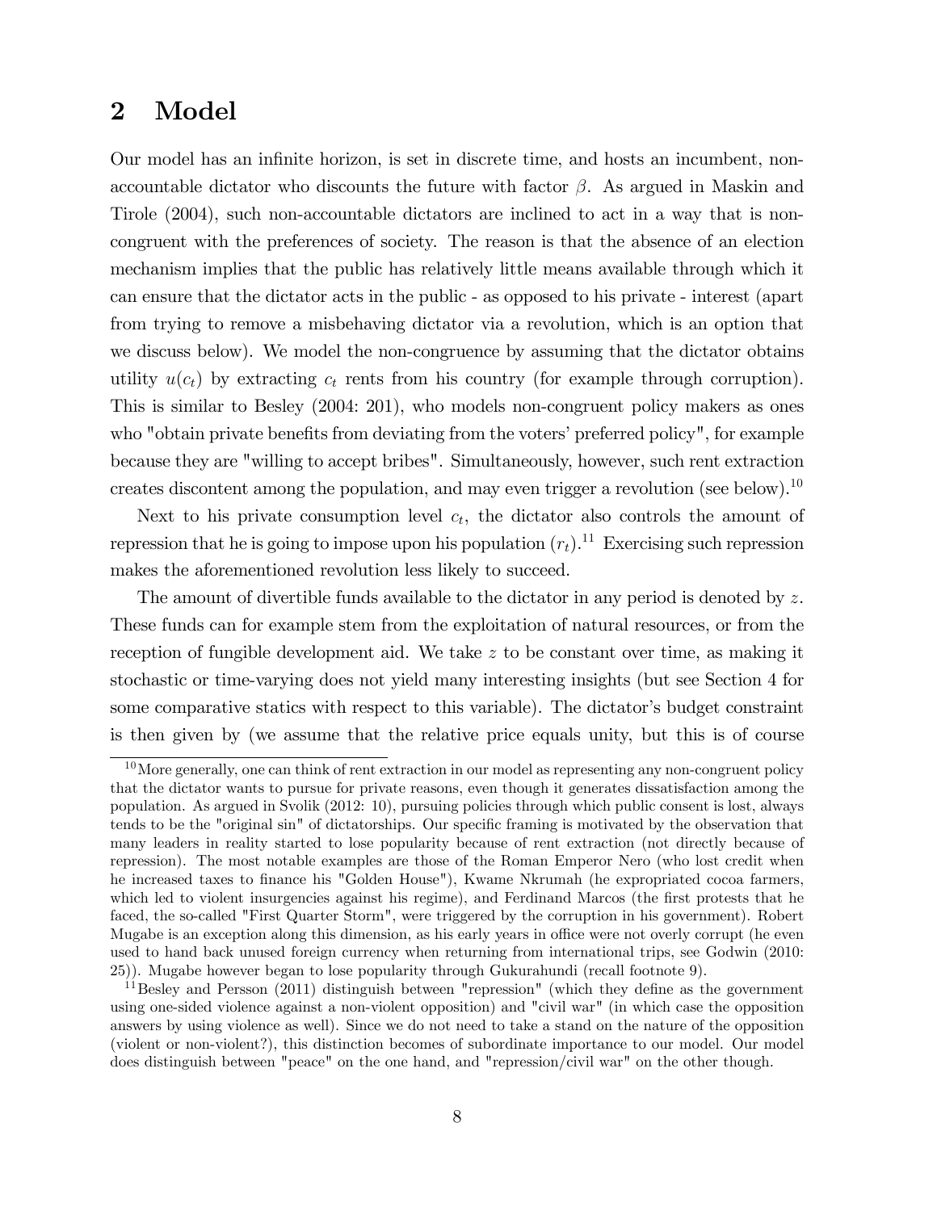# 2 Model

Our model has an infinite horizon, is set in discrete time, and hosts an incumbent, non-accountable dictator who discounts the future with factor $\beta$. As argued in Maskin and Tirole (2004), such non-accountable dictators are inclined to act in a way that is non-congruent with the preferences of society. The reason is that the absence of an election mechanism implies that the public has relatively little means available through which it can ensure that the dictator acts in the public - as opposed to his private - interest (apart from trying to remove a misbehaving dictator via a revolution, which is an option that we discuss below). We model the non-congruence by assuming that the dictator obtains utility $u(c_t)$ by extracting $c_t$ rents from his country (for example through corruption). This is similar to Besley (2004: 201), who models non-congruent policy makers as ones who "obtain private benefits from deviating from the voters' preferred policy", for example because they are "willing to accept bribes". Simultaneously, however, such rent extraction creates discontent among the population, and may even trigger a revolution (see below).[10]

Next to his private consumption level $c_t$, the dictator also controls the amount of repression that he is going to impose upon his population ($r_t$).[11] Exercising such repression makes the aforementioned revolution less likely to succeed.

The amount of divertible funds available to the dictator in any period is denoted by $z$. These funds can for example stem from the exploitation of natural resources, or from the reception of fungible development aid. We take $z$ to be constant over time, as making it stochastic or time-varying does not yield many interesting insights (but see Section 4 for some comparative statics with respect to this variable). The dictator's budget constraint is then given by (we assume that the relative price equals unity, but this is of course

[10] More generally, one can think of rent extraction in our model as representing any non-congruent policy that the dictator wants to pursue for private reasons, even though it generates dissatisfaction among the population. As argued in Svolik (2012: 10), pursuing policies through which public consent is lost, always tends to be the "original sin" of dictatorships. Our specific framing is motivated by the observation that many leaders in reality started to lose popularity because of rent extraction (not directly because of repression). The most notable examples are those of the Roman Emperor Nero (who lost credit when he increased taxes to finance his "Golden House"), Kwame Nkrumah (he expropriated cocoa farmers, which led to violent insurgencies against his regime), and Ferdinand Marcos (the first protests that he faced, the so-called "First Quarter Storm", were triggered by the corruption in his government). Robert Mugabe is an exception along this dimension, as his early years in office were not overly corrupt (he even used to hand back unused foreign currency when returning from international trips, see Godwin (2010: 25)). Mugabe however began to lose popularity through Gukurahundi (recall footnote 9).

[11] Besley and Persson (2011) distinguish between "repression" (which they define as the government using one-sided violence against a non-violent opposition) and "civil war" (in which case the opposition answers by using violence as well). Since we do not need to take a stand on the nature of the opposition (violent or non-violent?), this distinction becomes of subordinate importance to our model. Our model does distinguish between "peace" on the one hand, and "repression/civil war" on the other though.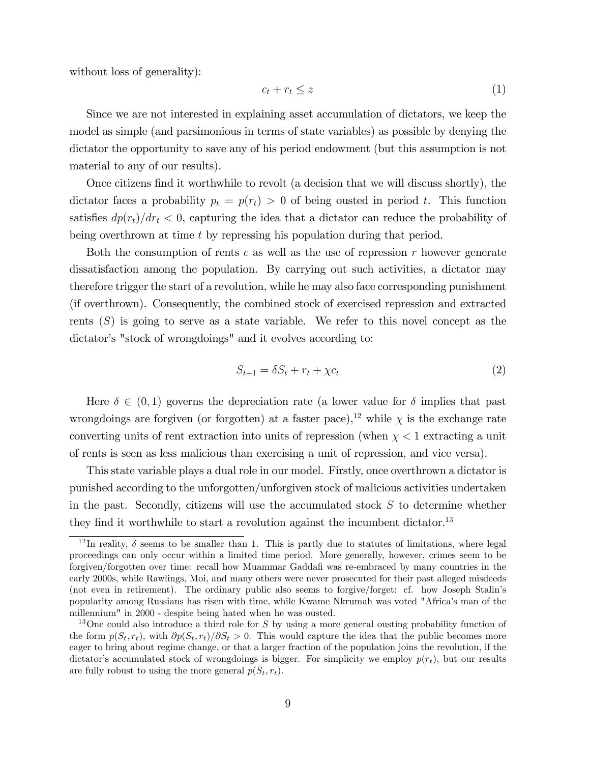without loss of generality):

$$c_t + r_t \leq z \tag{1}$$

Since we are not interested in explaining asset accumulation of dictators, we keep the model as simple (and parsimonious in terms of state variables) as possible by denying the dictator the opportunity to save any of his period endowment (but this assumption is not material to any of our results).

Once citizens find it worthwhile to revolt (a decision that we will discuss shortly), the dictator faces a probability $p_t = p(r_t) > 0$ of being ousted in period $t$. This function satisfies $dp(r_t)/dr_t < 0$, capturing the idea that a dictator can reduce the probability of being overthrown at time $t$ by repressing his population during that period.

Both the consumption of rents $c$ as well as the use of repression $r$ however generate dissatisfaction among the population. By carrying out such activities, a dictator may therefore trigger the start of a revolution, while he may also face corresponding punishment (if overthrown). Consequently, the combined stock of exercised repression and extracted rents ($S$) is going to serve as a state variable. We refer to this novel concept as the dictator's "stock of wrongdoings" and it evolves according to:

$$S_{t+1} = \delta S_t + r_t + \chi c_t \tag{2}$$

Here $\delta \in (0, 1)$ governs the depreciation rate (a lower value for $\delta$ implies that past wrongdoings are forgiven (or forgotten) at a faster pace),[12] while $\chi$ is the exchange rate converting units of rent extraction into units of repression (when $\chi < 1$ extracting a unit of rents is seen as less malicious than exercising a unit of repression, and vice versa).

This state variable plays a dual role in our model. Firstly, once overthrown a dictator is punished according to the unforgotten/unforgiven stock of malicious activities undertaken in the past. Secondly, citizens will use the accumulated stock $S$ to determine whether they find it worthwhile to start a revolution against the incumbent dictator.[13]

[12] In reality, $\delta$ seems to be smaller than 1. This is partly due to statutes of limitations, where legal proceedings can only occur within a limited time period. More generally, however, crimes seem to be forgiven/forgotten over time: recall how Muammar Gaddafi was re-embraced by many countries in the early 2000s, while Rawlings, Moi, and many others were never prosecuted for their past alleged misdeeds (not even in retirement). The ordinary public also seems to forgive/forget: cf. how Joseph Stalin's popularity among Russians has risen with time, while Kwame Nkrumah was voted "Africa's man of the millennium" in 2000 - despite being hated when he was ousted.

[13] One could also introduce a third role for $S$ by using a more general ousting probability function of the form $p(S_t, r_t)$, with $\partial p(S_t, r_t)/\partial S_t > 0$. This would capture the idea that the public becomes more eager to bring about regime change, or that a larger fraction of the population joins the revolution, if the dictator's accumulated stock of wrongdoings is bigger. For simplicity we employ $p(r_t)$, but our results are fully robust to using the more general $p(S_t, r_t)$.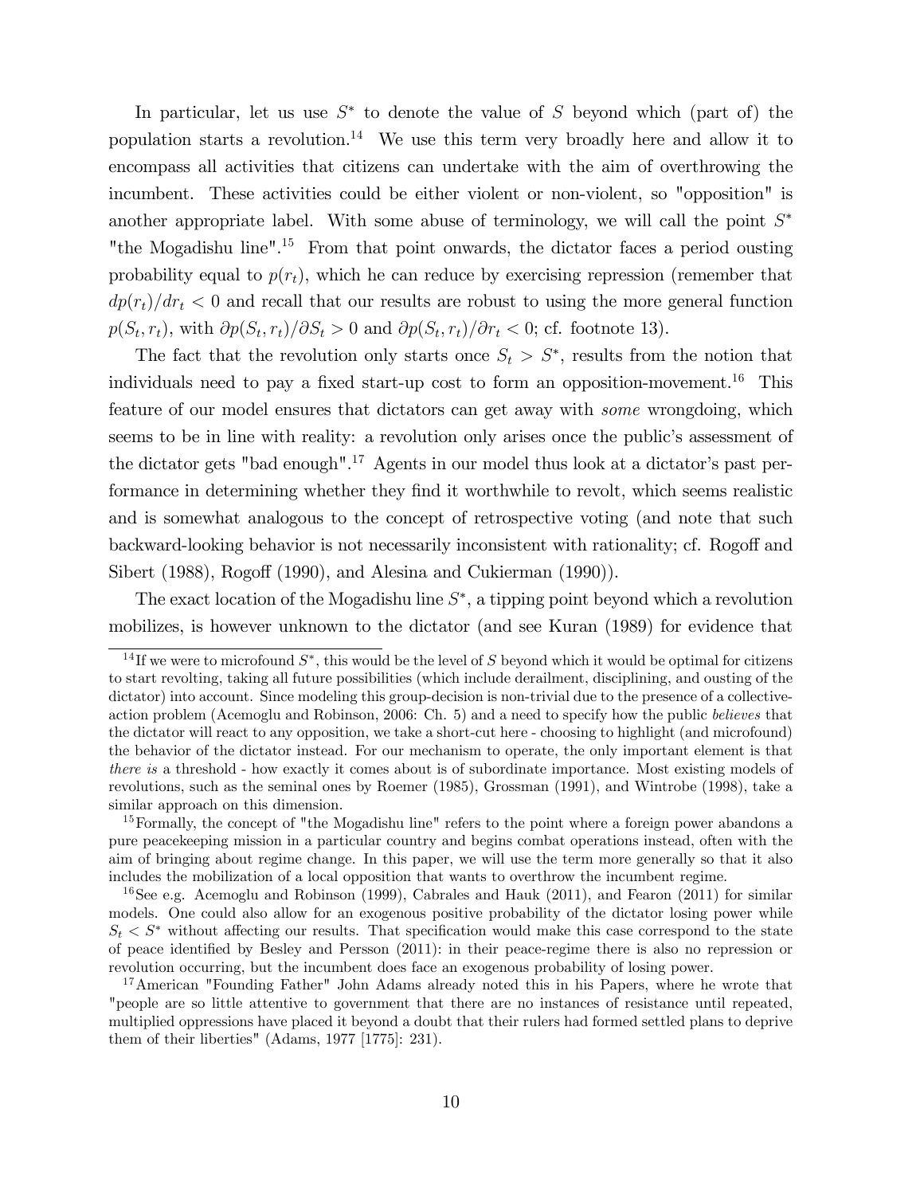In particular, let us use $S^*$ to denote the value of $S$ beyond which (part of) the population starts a revolution.[14] We use this term very broadly here and allow it to encompass all activities that citizens can undertake with the aim of overthrowing the incumbent. These activities could be either violent or non-violent, so "opposition" is another appropriate label. With some abuse of terminology, we will call the point $S^*$ "the Mogadishu line".[15] From that point onwards, the dictator faces a period ousting probability equal to $p(r_t)$, which he can reduce by exercising repression (remember that $dp(r_t)/dr_t < 0$ and recall that our results are robust to using the more general function $p(S_t, r_t)$, with $\partial p(S_t, r_t)/\partial S_t > 0$ and $\partial p(S_t, r_t)/\partial r_t < 0$; cf. footnote 13).

The fact that the revolution only starts once $S_t > S^*$, results from the notion that individuals need to pay a fixed start-up cost to form an opposition-movement.[16] This feature of our model ensures that dictators can get away with *some* wrongdoing, which seems to be in line with reality: a revolution only arises once the public's assessment of the dictator gets "bad enough".[17] Agents in our model thus look at a dictator's past performance in determining whether they find it worthwhile to revolt, which seems realistic and is somewhat analogous to the concept of retrospective voting (and note that such backward-looking behavior is not necessarily inconsistent with rationality; cf. Rogoff and Sibert (1988), Rogoff (1990), and Alesina and Cukierman (1990)).

The exact location of the Mogadishu line $S^*$, a tipping point beyond which a revolution mobilizes, is however unknown to the dictator (and see Kuran (1989) for evidence that

---

[14] If we were to microfound $S^*$, this would be the level of $S$ beyond which it would be optimal for citizens to start revolting, taking all future possibilities (which include derailment, disciplining, and ousting of the dictator) into account. Since modeling this group-decision is non-trivial due to the presence of a collective-action problem (Acemoglu and Robinson, 2006: Ch. 5) and a need to specify how the public *believes* that the dictator will react to any opposition, we take a short-cut here - choosing to highlight (and microfound) the behavior of the dictator instead. For our mechanism to operate, the only important element is that *there is* a threshold - how exactly it comes about is of subordinate importance. Most existing models of revolutions, such as the seminal ones by Roemer (1985), Grossman (1991), and Wintrobe (1998), take a similar approach on this dimension.

[15] Formally, the concept of "the Mogadishu line" refers to the point where a foreign power abandons a pure peacekeeping mission in a particular country and begins combat operations instead, often with the aim of bringing about regime change. In this paper, we will use the term more generally so that it also includes the mobilization of a local opposition that wants to overthrow the incumbent regime.

[16] See e.g. Acemoglu and Robinson (1999), Cabrales and Hauk (2011), and Fearon (2011) for similar models. One could also allow for an exogenous positive probability of the dictator losing power while $S_t < S^*$ without affecting our results. That specification would make this case correspond to the state of peace identified by Besley and Persson (2011): in their peace-regime there is also no repression or revolution occurring, but the incumbent does face an exogenous probability of losing power.

[17] American "Founding Father" John Adams already noted this in his Papers, where he wrote that "people are so little attentive to government that there are no instances of resistance until repeated, multiplied oppressions have placed it beyond a doubt that their rulers had formed settled plans to deprive them of their liberties" (Adams, 1977 [1775]: 231).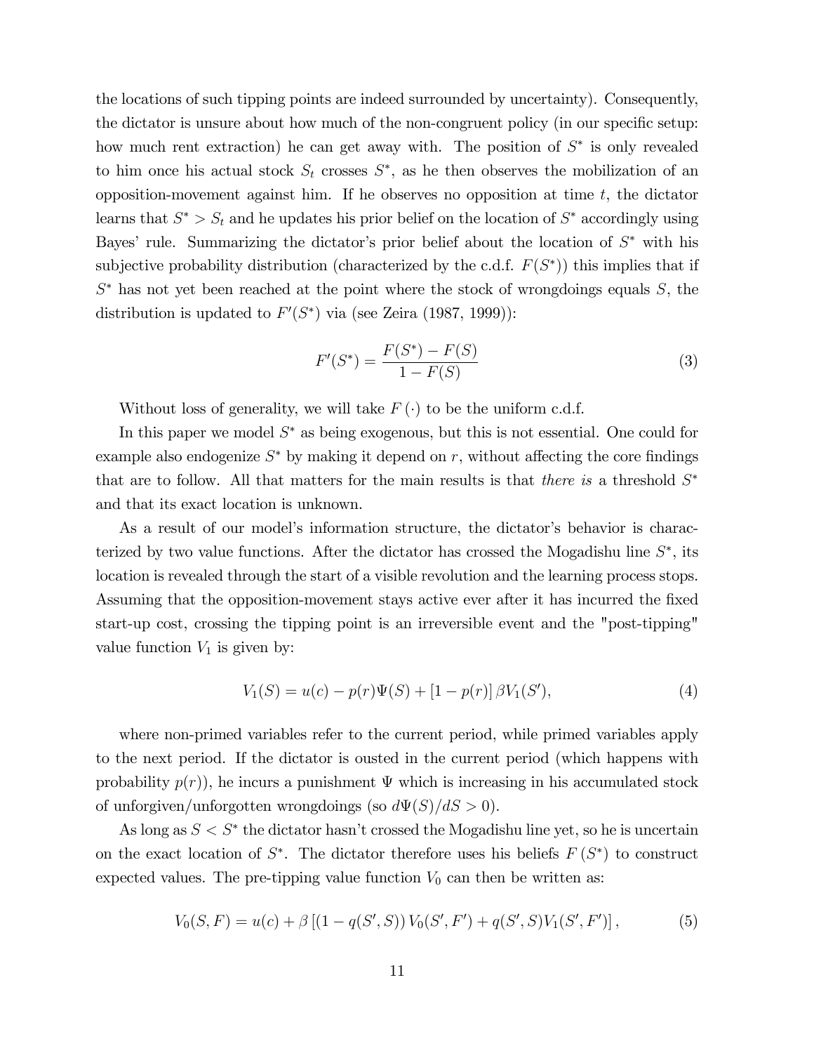the locations of such tipping points are indeed surrounded by uncertainty). Consequently, the dictator is unsure about how much of the non-congruent policy (in our specific setup: how much rent extraction) he can get away with. The position of $S^*$ is only revealed to him once his actual stock $S_t$ crosses $S^*$, as he then observes the mobilization of an opposition-movement against him. If he observes no opposition at time $t$, the dictator learns that $S^* > S_t$ and he updates his prior belief on the location of $S^*$ accordingly using Bayes' rule. Summarizing the dictator's prior belief about the location of $S^*$ with his subjective probability distribution (characterized by the c.d.f. $F(S^*)$) this implies that if $S^*$ has not yet been reached at the point where the stock of wrongdoings equals $S$, the distribution is updated to $F'(S^*)$ via (see Zeira (1987, 1999)):

$$F'(S^*) = \frac{F(S^*) - F(S)}{1 - F(S)} \tag{3}$$

Without loss of generality, we will take $F(\cdot)$ to be the uniform c.d.f.

In this paper we model $S^*$ as being exogenous, but this is not essential. One could for example also endogenize $S^*$ by making it depend on $r$, without affecting the core findings that are to follow. All that matters for the main results is that *there is* a threshold $S^*$ and that its exact location is unknown.

As a result of our model's information structure, the dictator's behavior is characterized by two value functions. After the dictator has crossed the Mogadishu line $S^*$, its location is revealed through the start of a visible revolution and the learning process stops. Assuming that the opposition-movement stays active ever after it has incurred the fixed start-up cost, crossing the tipping point is an irreversible event and the "post-tipping" value function $V_1$ is given by:

$$V_1(S) = u(c) - p(r)\Psi(S) + [1 - p(r)]\,\beta V_1(S'), \tag{4}$$

where non-primed variables refer to the current period, while primed variables apply to the next period. If the dictator is ousted in the current period (which happens with probability $p(r)$), he incurs a punishment $\Psi$ which is increasing in his accumulated stock of unforgiven/unforgotten wrongdoings (so $d\Psi(S)/dS > 0$).

As long as $S < S^*$ the dictator hasn't crossed the Mogadishu line yet, so he is uncertain on the exact location of $S^*$. The dictator therefore uses his beliefs $F(S^*)$ to construct expected values. The pre-tipping value function $V_0$ can then be written as:

$$V_0(S, F) = u(c) + \beta\left[(1 - q(S', S))\, V_0(S', F') + q(S', S) V_1(S', F')\right], \tag{5}$$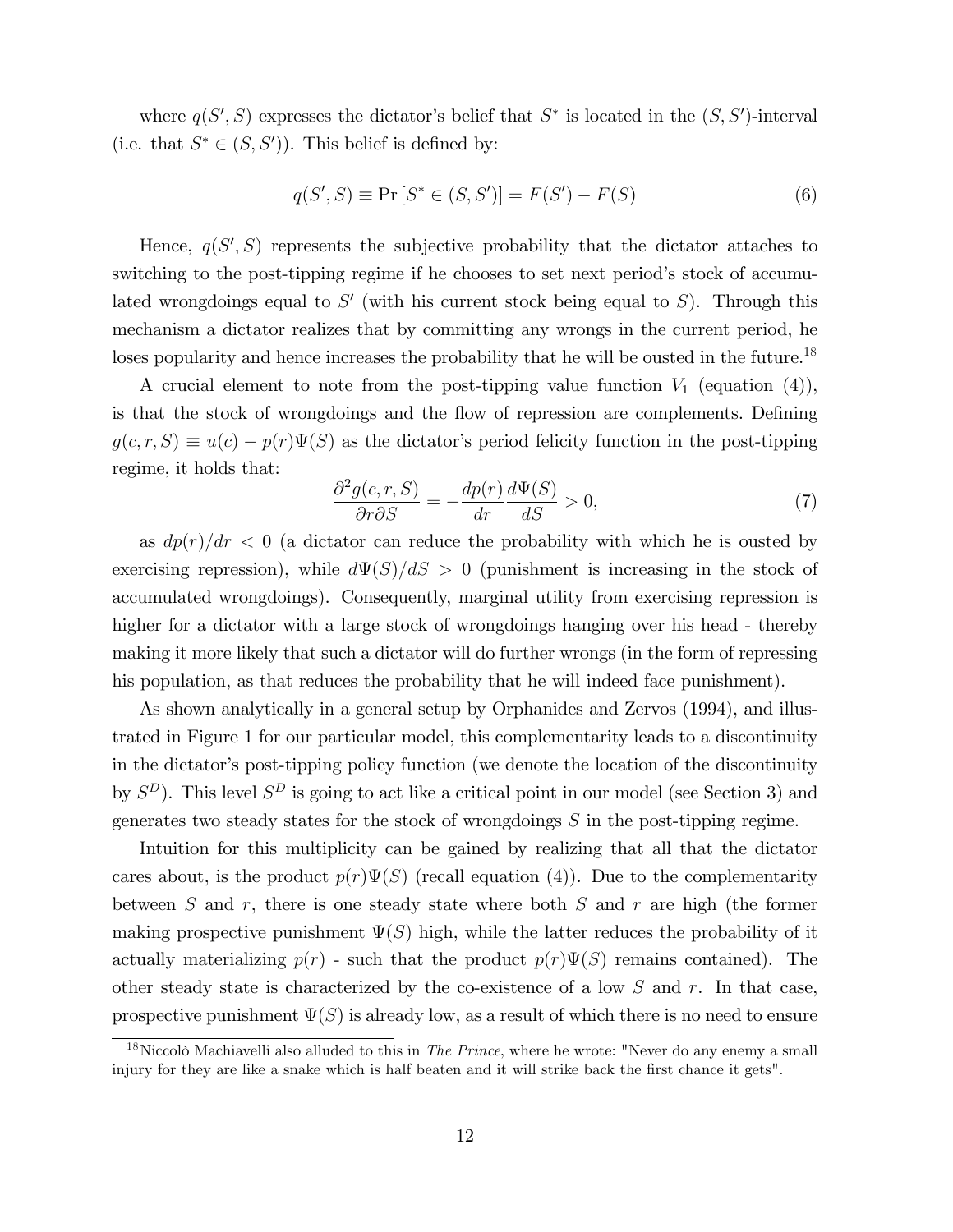where $q(S', S)$ expresses the dictator's belief that $S^*$ is located in the $(S, S')$-interval (i.e. that $S^* \in (S, S')$). This belief is defined by:

$$q(S', S) \equiv \Pr\left[S^* \in (S, S')\right] = F(S') - F(S) \tag{6}$$

Hence, $q(S', S)$ represents the subjective probability that the dictator attaches to switching to the post-tipping regime if he chooses to set next period's stock of accumulated wrongdoings equal to $S'$ (with his current stock being equal to $S$). Through this mechanism a dictator realizes that by committing any wrongs in the current period, he loses popularity and hence increases the probability that he will be ousted in the future.[18]

A crucial element to note from the post-tipping value function $V_1$ (equation (4)), is that the stock of wrongdoings and the flow of repression are complements. Defining $g(c, r, S) \equiv u(c) - p(r)\Psi(S)$ as the dictator's period felicity function in the post-tipping regime, it holds that:

$$\frac{\partial^2 g(c, r, S)}{\partial r \partial S} = -\frac{dp(r)}{dr}\frac{d\Psi(S)}{dS} > 0, \tag{7}$$

as $dp(r)/dr < 0$ (a dictator can reduce the probability with which he is ousted by exercising repression), while $d\Psi(S)/dS > 0$ (punishment is increasing in the stock of accumulated wrongdoings). Consequently, marginal utility from exercising repression is higher for a dictator with a large stock of wrongdoings hanging over his head - thereby making it more likely that such a dictator will do further wrongs (in the form of repressing his population, as that reduces the probability that he will indeed face punishment).

As shown analytically in a general setup by Orphanides and Zervos (1994), and illustrated in Figure 1 for our particular model, this complementarity leads to a discontinuity in the dictator's post-tipping policy function (we denote the location of the discontinuity by $S^D$). This level $S^D$ is going to act like a critical point in our model (see Section 3) and generates two steady states for the stock of wrongdoings $S$ in the post-tipping regime.

Intuition for this multiplicity can be gained by realizing that all that the dictator cares about, is the product $p(r)\Psi(S)$ (recall equation (4)). Due to the complementarity between $S$ and $r$, there is one steady state where both $S$ and $r$ are high (the former making prospective punishment $\Psi(S)$ high, while the latter reduces the probability of it actually materializing $p(r)$ - such that the product $p(r)\Psi(S)$ remains contained). The other steady state is characterized by the co-existence of a low $S$ and $r$. In that case, prospective punishment $\Psi(S)$ is already low, as a result of which there is no need to ensure

[18] Niccolò Machiavelli also alluded to this in *The Prince*, where he wrote: "Never do any enemy a small injury for they are like a snake which is half beaten and it will strike back the first chance it gets".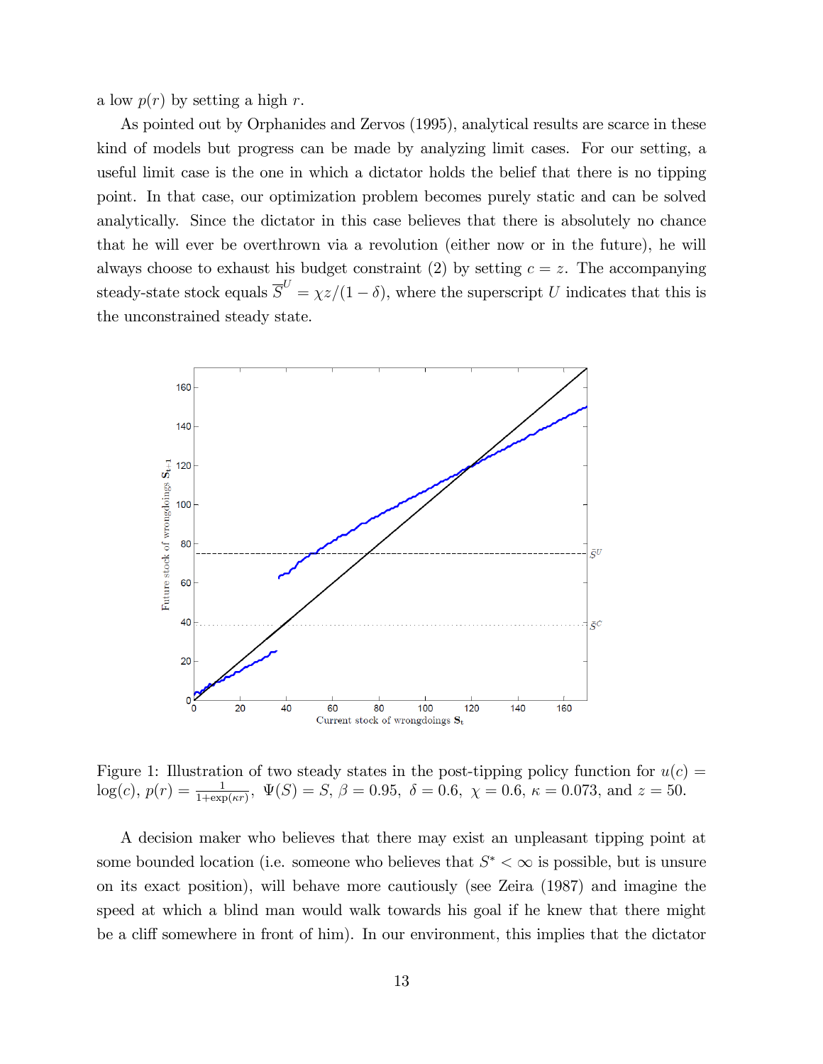a low $p(r)$ by setting a high $r$.

As pointed out by Orphanides and Zervos (1995), analytical results are scarce in these kind of models but progress can be made by analyzing limit cases. For our setting, a useful limit case is the one in which a dictator holds the belief that there is no tipping point. In that case, our optimization problem becomes purely static and can be solved analytically. Since the dictator in this case believes that there is absolutely no chance that he will ever be overthrown via a revolution (either now or in the future), he will always choose to exhaust his budget constraint (2) by setting $c = z$. The accompanying steady-state stock equals $\overline{S}^U = \chi z/(1-\delta)$, where the superscript $U$ indicates that this is the unconstrained steady state.

Figure 1: Illustration of two steady states in the post-tipping policy function for $u(c) = \log(c)$, $p(r) = \frac{1}{1+\exp(\kappa r)}$, $\Psi(S) = S$, $\beta = 0.95$, $\delta = 0.6$, $\chi = 0.6$, $\kappa = 0.073$, and $z = 50$.

A decision maker who believes that there may exist an unpleasant tipping point at some bounded location (i.e. someone who believes that $S^* < \infty$ is possible, but is unsure on its exact position), will behave more cautiously (see Zeira (1987) and imagine the speed at which a blind man would walk towards his goal if he knew that there might be a cliff somewhere in front of him). In our environment, this implies that the dictator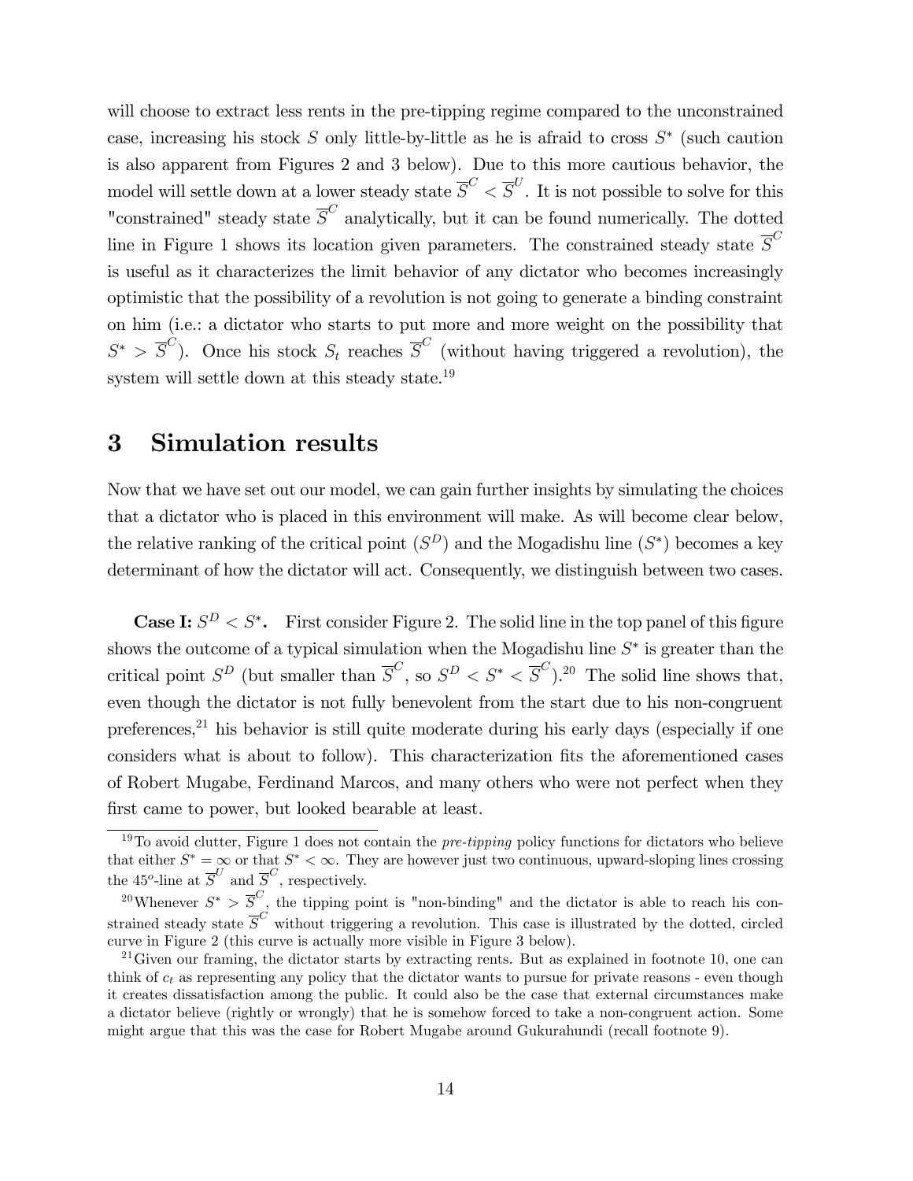will choose to extract less rents in the pre-tipping regime compared to the unconstrained case, increasing his stock $S$ only little-by-little as he is afraid to cross $S^*$ (such caution is also apparent from Figures 2 and 3 below). Due to this more cautious behavior, the model will settle down at a lower steady state $\overline{S}^C < \overline{S}^U$. It is not possible to solve for this "constrained" steady state $\overline{S}^C$ analytically, but it can be found numerically. The dotted line in Figure 1 shows its location given parameters. The constrained steady state $\overline{S}^C$ is useful as it characterizes the limit behavior of any dictator who becomes increasingly optimistic that the possibility of a revolution is not going to generate a binding constraint on him (i.e.: a dictator who starts to put more and more weight on the possibility that $S^* > \overline{S}^C$). Once his stock $S_t$ reaches $\overline{S}^C$ (without having triggered a revolution), the system will settle down at this steady state.[19]

# 3 Simulation results

Now that we have set out our model, we can gain further insights by simulating the choices that a dictator who is placed in this environment will make. As will become clear below, the relative ranking of the critical point ($S^D$) and the Mogadishu line ($S^*$) becomes a key determinant of how the dictator will act. Consequently, we distinguish between two cases.

**Case I: $S^D < S^*$.** First consider Figure 2. The solid line in the top panel of this figure shows the outcome of a typical simulation when the Mogadishu line $S^*$ is greater than the critical point $S^D$ (but smaller than $\overline{S}^C$, so $S^D < S^* < \overline{S}^C$).[20] The solid line shows that, even though the dictator is not fully benevolent from the start due to his non-congruent preferences,[21] his behavior is still quite moderate during his early days (especially if one considers what is about to follow). This characterization fits the aforementioned cases of Robert Mugabe, Ferdinand Marcos, and many others who were not perfect when they first came to power, but looked bearable at least.

[19] To avoid clutter, Figure 1 does not contain the *pre-tipping* policy functions for dictators who believe that either $S^* = \infty$ or that $S^* < \infty$. They are however just two continuous, upward-sloping lines crossing the $45^o$-line at $\overline{S}^U$ and $\overline{S}^C$, respectively.

[20] Whenever $S^* > \overline{S}^C$, the tipping point is "non-binding" and the dictator is able to reach his constrained steady state $\overline{S}^C$ without triggering a revolution. This case is illustrated by the dotted, circled curve in Figure 2 (this curve is actually more visible in Figure 3 below).

[21] Given our framing, the dictator starts by extracting rents. But as explained in footnote 10, one can think of $c_t$ as representing any policy that the dictator wants to pursue for private reasons - even though it creates dissatisfaction among the public. It could also be the case that external circumstances make a dictator believe (rightly or wrongly) that he is somehow forced to take a non-congruent action. Some might argue that this was the case for Robert Mugabe around Gukurahundi (recall footnote 9).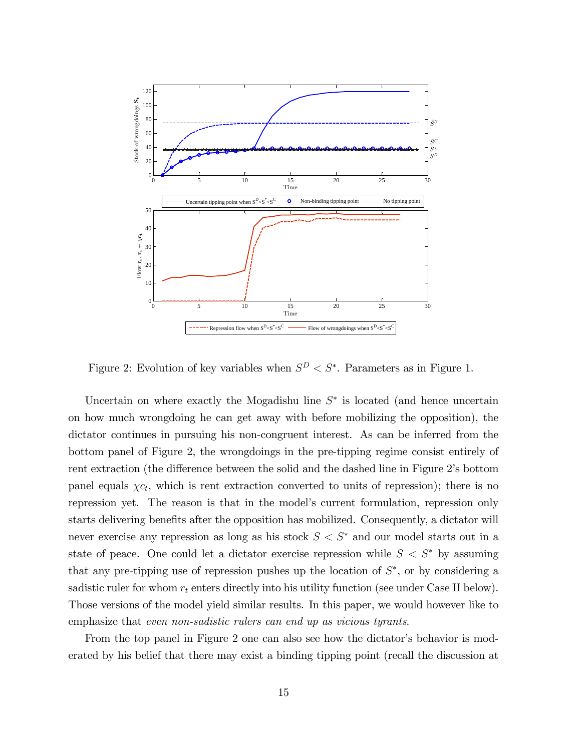Figure 2: Evolution of key variables when $S^D < S^*$. Parameters as in Figure 1.

Uncertain on where exactly the Mogadishu line $S^*$ is located (and hence uncertain on how much wrongdoing he can get away with before mobilizing the opposition), the dictator continues in pursuing his non-congruent interest. As can be inferred from the bottom panel of Figure 2, the wrongdoings in the pre-tipping regime consist entirely of rent extraction (the difference between the solid and the dashed line in Figure 2's bottom panel equals $\chi c_t$, which is rent extraction converted to units of repression); there is no repression yet. The reason is that in the model's current formulation, repression only starts delivering benefits after the opposition has mobilized. Consequently, a dictator will never exercise any repression as long as his stock $S < S^*$ and our model starts out in a state of peace. One could let a dictator exercise repression while $S < S^*$ by assuming that any pre-tipping use of repression pushes up the location of $S^*$, or by considering a sadistic ruler for whom $r_t$ enters directly into his utility function (see under Case II below). Those versions of the model yield similar results. In this paper, we would however like to emphasize that *even non-sadistic rulers can end up as vicious tyrants*.

From the top panel in Figure 2 one can also see how the dictator's behavior is moderated by his belief that there may exist a binding tipping point (recall the discussion at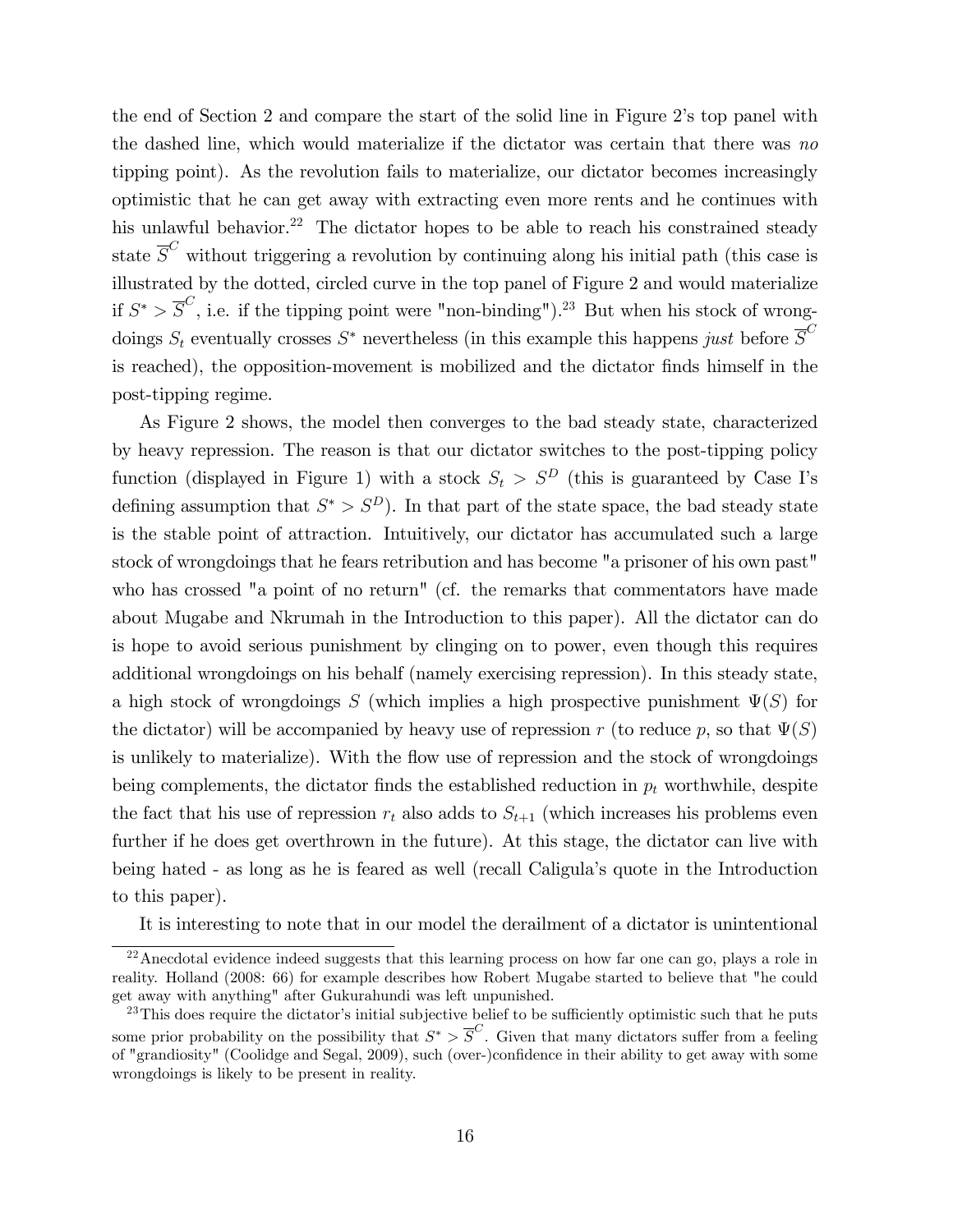the end of Section 2 and compare the start of the solid line in Figure 2's top panel with the dashed line, which would materialize if the dictator was certain that there was *no* tipping point). As the revolution fails to materialize, our dictator becomes increasingly optimistic that he can get away with extracting even more rents and he continues with his unlawful behavior.[22] The dictator hopes to be able to reach his constrained steady state $\overline{S}^C$ without triggering a revolution by continuing along his initial path (this case is illustrated by the dotted, circled curve in the top panel of Figure 2 and would materialize if $S^* > \overline{S}^C$, i.e. if the tipping point were "non-binding").[23] But when his stock of wrongdoings $S_t$ eventually crosses $S^*$ nevertheless (in this example this happens *just* before $\overline{S}^C$ is reached), the opposition-movement is mobilized and the dictator finds himself in the post-tipping regime.

As Figure 2 shows, the model then converges to the bad steady state, characterized by heavy repression. The reason is that our dictator switches to the post-tipping policy function (displayed in Figure 1) with a stock $S_t > S^D$ (this is guaranteed by Case I's defining assumption that $S^* > S^D$). In that part of the state space, the bad steady state is the stable point of attraction. Intuitively, our dictator has accumulated such a large stock of wrongdoings that he fears retribution and has become "a prisoner of his own past" who has crossed "a point of no return" (cf. the remarks that commentators have made about Mugabe and Nkrumah in the Introduction to this paper). All the dictator can do is hope to avoid serious punishment by clinging on to power, even though this requires additional wrongdoings on his behalf (namely exercising repression). In this steady state, a high stock of wrongdoings $S$ (which implies a high prospective punishment $\Psi(S)$ for the dictator) will be accompanied by heavy use of repression $r$ (to reduce $p$, so that $\Psi(S)$ is unlikely to materialize). With the flow use of repression and the stock of wrongdoings being complements, the dictator finds the established reduction in $p_t$ worthwhile, despite the fact that his use of repression $r_t$ also adds to $S_{t+1}$ (which increases his problems even further if he does get overthrown in the future). At this stage, the dictator can live with being hated - as long as he is feared as well (recall Caligula's quote in the Introduction to this paper).

It is interesting to note that in our model the derailment of a dictator is unintentional

[22] Anecdotal evidence indeed suggests that this learning process on how far one can go, plays a role in reality. Holland (2008: 66) for example describes how Robert Mugabe started to believe that "he could get away with anything" after Gukurahundi was left unpunished.

[23] This does require the dictator's initial subjective belief to be sufficiently optimistic such that he puts some prior probability on the possibility that $S^* > \overline{S}^C$. Given that many dictators suffer from a feeling of "grandiosity" (Coolidge and Segal, 2009), such (over-)confidence in their ability to get away with some wrongdoings is likely to be present in reality.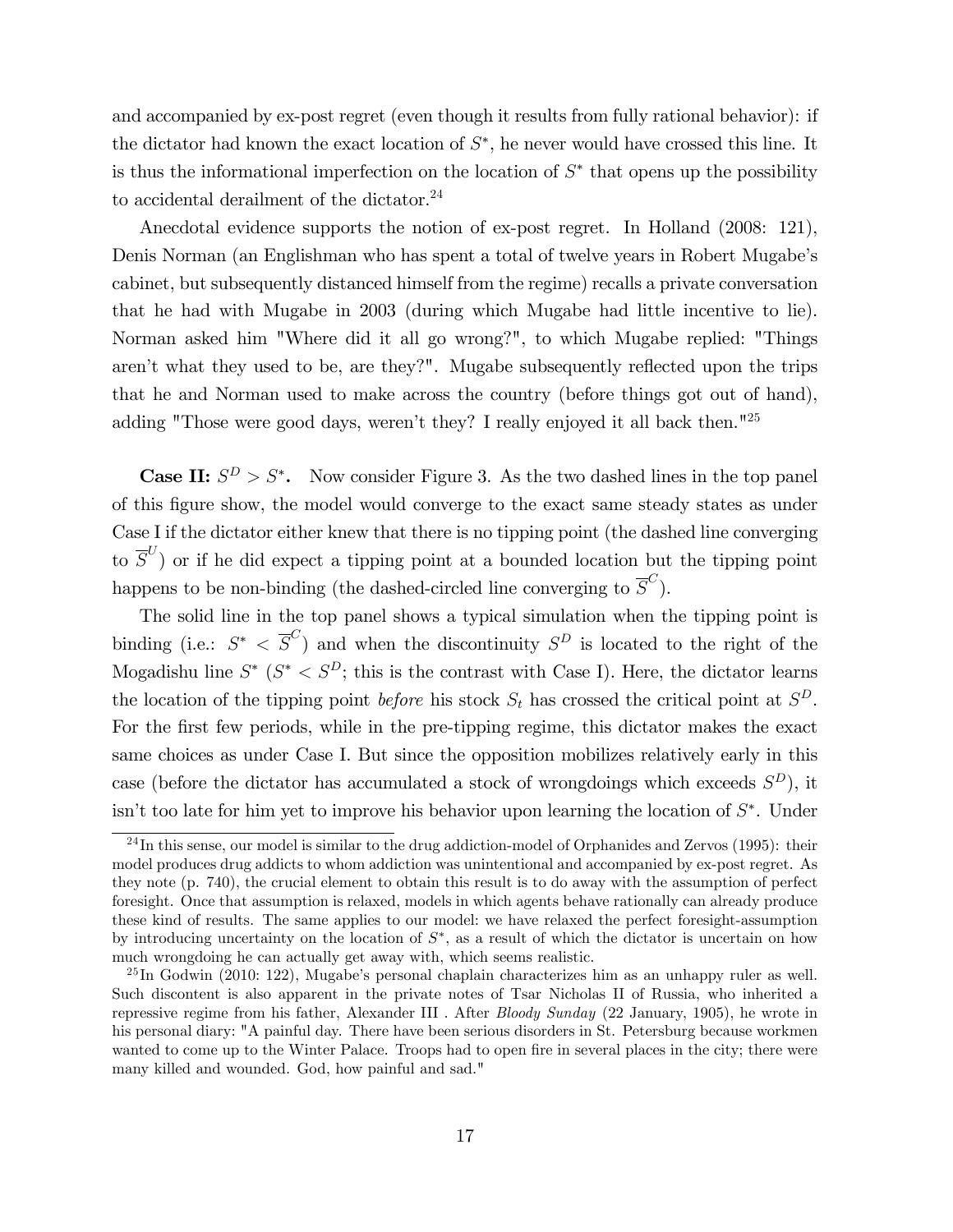and accompanied by ex-post regret (even though it results from fully rational behavior): if the dictator had known the exact location of $S^*$, he never would have crossed this line. It is thus the informational imperfection on the location of $S^*$ that opens up the possibility to accidental derailment of the dictator.[24]

Anecdotal evidence supports the notion of ex-post regret. In Holland (2008: 121), Denis Norman (an Englishman who has spent a total of twelve years in Robert Mugabe's cabinet, but subsequently distanced himself from the regime) recalls a private conversation that he had with Mugabe in 2003 (during which Mugabe had little incentive to lie). Norman asked him "Where did it all go wrong?", to which Mugabe replied: "Things aren't what they used to be, are they?". Mugabe subsequently reflected upon the trips that he and Norman used to make across the country (before things got out of hand), adding "Those were good days, weren't they? I really enjoyed it all back then."[25]

**Case II: $S^D > S^*$.** Now consider Figure 3. As the two dashed lines in the top panel of this figure show, the model would converge to the exact same steady states as under Case I if the dictator either knew that there is no tipping point (the dashed line converging to $\overline{S}^U$) or if he did expect a tipping point at a bounded location but the tipping point happens to be non-binding (the dashed-circled line converging to $\overline{S}^C$).

The solid line in the top panel shows a typical simulation when the tipping point is binding (i.e.: $S^* < \overline{S}^C$) and when the discontinuity $S^D$ is located to the right of the Mogadishu line $S^*$ ($S^* < S^D$; this is the contrast with Case I). Here, the dictator learns the location of the tipping point *before* his stock $S_t$ has crossed the critical point at $S^D$. For the first few periods, while in the pre-tipping regime, this dictator makes the exact same choices as under Case I. But since the opposition mobilizes relatively early in this case (before the dictator has accumulated a stock of wrongdoings which exceeds $S^D$), it isn't too late for him yet to improve his behavior upon learning the location of $S^*$. Under

[24] In this sense, our model is similar to the drug addiction-model of Orphanides and Zervos (1995): their model produces drug addicts to whom addiction was unintentional and accompanied by ex-post regret. As they note (p. 740), the crucial element to obtain this result is to do away with the assumption of perfect foresight. Once that assumption is relaxed, models in which agents behave rationally can already produce these kind of results. The same applies to our model: we have relaxed the perfect foresight-assumption by introducing uncertainty on the location of $S^*$, as a result of which the dictator is uncertain on how much wrongdoing he can actually get away with, which seems realistic.

[25] In Godwin (2010: 122), Mugabe's personal chaplain characterizes him as an unhappy ruler as well. Such discontent is also apparent in the private notes of Tsar Nicholas II of Russia, who inherited a repressive regime from his father, Alexander III . After *Bloody Sunday* (22 January, 1905), he wrote in his personal diary: "A painful day. There have been serious disorders in St. Petersburg because workmen wanted to come up to the Winter Palace. Troops had to open fire in several places in the city; there were many killed and wounded. God, how painful and sad."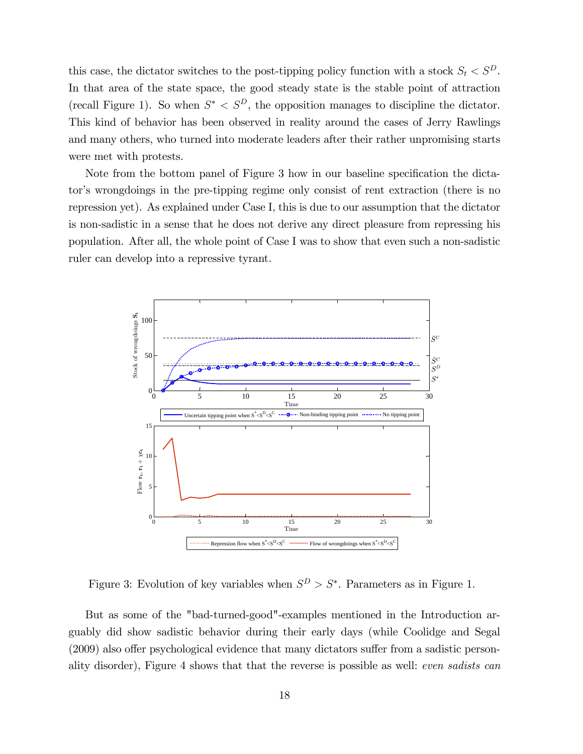this case, the dictator switches to the post-tipping policy function with a stock $S_t < S^D$. In that area of the state space, the good steady state is the stable point of attraction (recall Figure 1). So when $S^* < S^D$, the opposition manages to discipline the dictator. This kind of behavior has been observed in reality around the cases of Jerry Rawlings and many others, who turned into moderate leaders after their rather unpromising starts were met with protests.

Note from the bottom panel of Figure 3 how in our baseline specification the dictator's wrongdoings in the pre-tipping regime only consist of rent extraction (there is no repression yet). As explained under Case I, this is due to our assumption that the dictator is non-sadistic in a sense that he does not derive any direct pleasure from repressing his population. After all, the whole point of Case I was to show that even such a non-sadistic ruler can develop into a repressive tyrant.

Figure 3: Evolution of key variables when $S^D > S^*$. Parameters as in Figure 1.

But as some of the "bad-turned-good"-examples mentioned in the Introduction arguably did show sadistic behavior during their early days (while Coolidge and Segal (2009) also offer psychological evidence that many dictators suffer from a sadistic personality disorder), Figure 4 shows that that the reverse is possible as well: *even sadists can*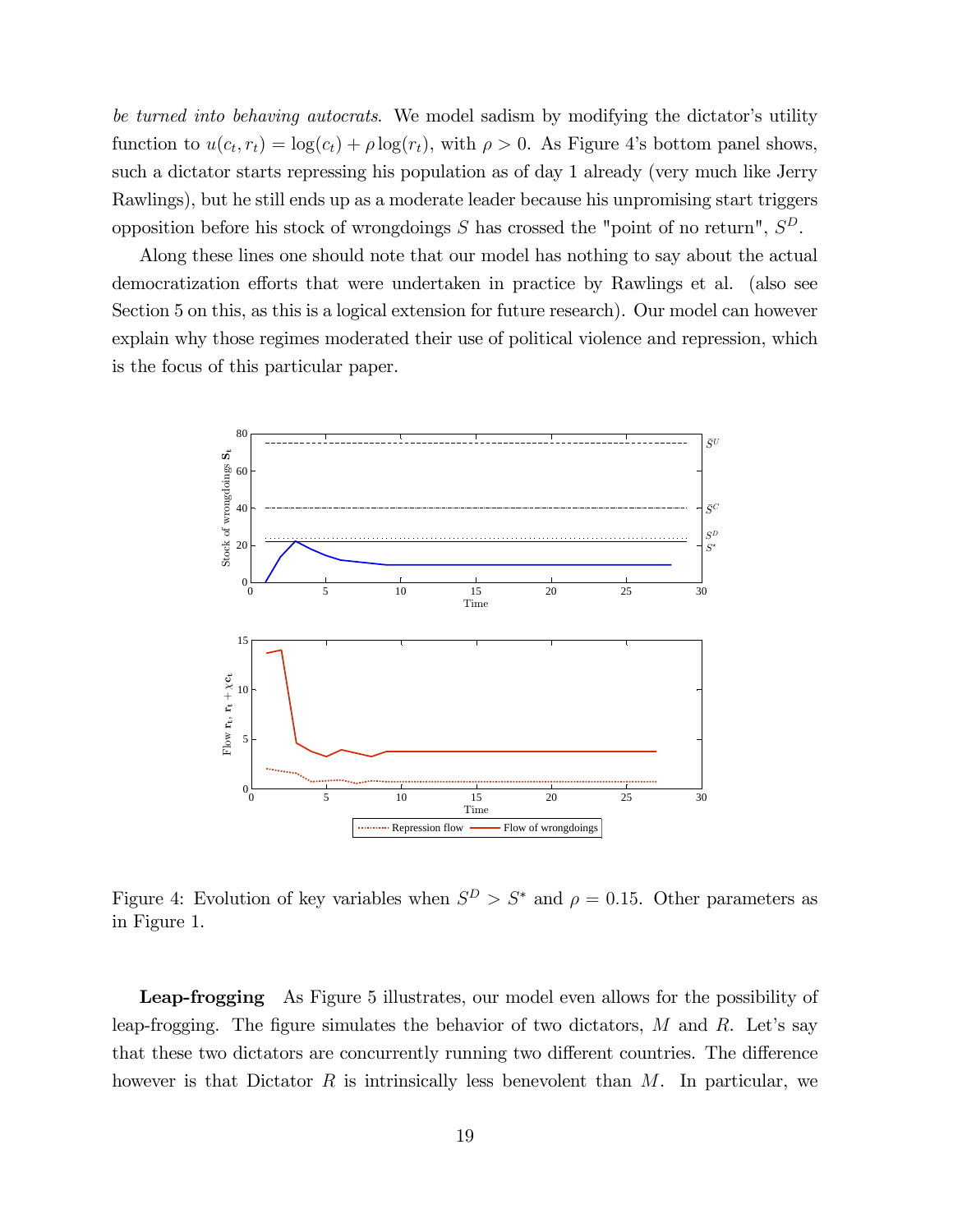*be turned into behaving autocrats*. We model sadism by modifying the dictator's utility function to $u(c_t, r_t) = \log(c_t) + \rho \log(r_t)$, with $\rho > 0$. As Figure 4's bottom panel shows, such a dictator starts repressing his population as of day 1 already (very much like Jerry Rawlings), but he still ends up as a moderate leader because his unpromising start triggers opposition before his stock of wrongdoings $S$ has crossed the "point of no return", $S^D$.

Along these lines one should note that our model has nothing to say about the actual democratization efforts that were undertaken in practice by Rawlings et al. (also see Section 5 on this, as this is a logical extension for future research). Our model can however explain why those regimes moderated their use of political violence and repression, which is the focus of this particular paper.

Figure 4: Evolution of key variables when $S^D > S^*$ and $\rho = 0.15$. Other parameters as in Figure 1.

**Leap-frogging** As Figure 5 illustrates, our model even allows for the possibility of leap-frogging. The figure simulates the behavior of two dictators, $M$ and $R$. Let's say that these two dictators are concurrently running two different countries. The difference however is that Dictator $R$ is intrinsically less benevolent than $M$. In particular, we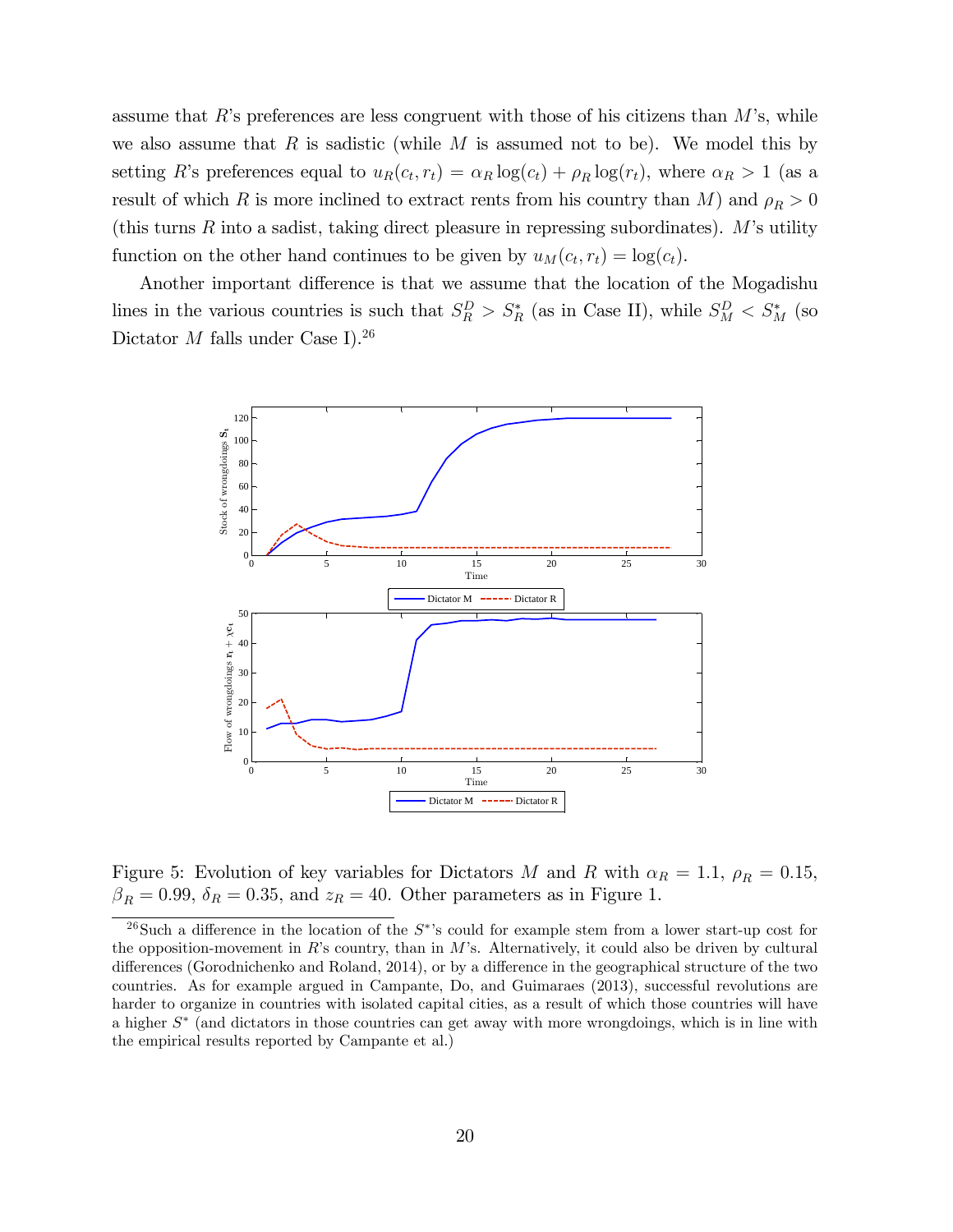assume that $R$'s preferences are less congruent with those of his citizens than $M$'s, while we also assume that $R$ is sadistic (while $M$ is assumed not to be). We model this by setting $R$'s preferences equal to $u_R(c_t, r_t) = \alpha_R \log(c_t) + \rho_R \log(r_t)$, where $\alpha_R > 1$ (as a result of which $R$ is more inclined to extract rents from his country than $M$) and $\rho_R > 0$ (this turns $R$ into a sadist, taking direct pleasure in repressing subordinates). $M$'s utility function on the other hand continues to be given by $u_M(c_t, r_t) = \log(c_t)$.

Another important difference is that we assume that the location of the Mogadishu lines in the various countries is such that $S_R^D > S_R^*$ (as in Case II), while $S_M^D < S_M^*$ (so Dictator $M$ falls under Case I).[26]

Figure 5: Evolution of key variables for Dictators $M$ and $R$ with $\alpha_R = 1.1$, $\rho_R = 0.15$, $\beta_R = 0.99$, $\delta_R = 0.35$, and $z_R = 40$. Other parameters as in Figure 1.

[26]Such a difference in the location of the $S^*$'s could for example stem from a lower start-up cost for the opposition-movement in $R$'s country, than in $M$'s. Alternatively, it could also be driven by cultural differences (Gorodnichenko and Roland, 2014), or by a difference in the geographical structure of the two countries. As for example argued in Campante, Do, and Guimaraes (2013), successful revolutions are harder to organize in countries with isolated capital cities, as a result of which those countries will have a higher $S^*$ (and dictators in those countries can get away with more wrongdoings, which is in line with the empirical results reported by Campante et al.)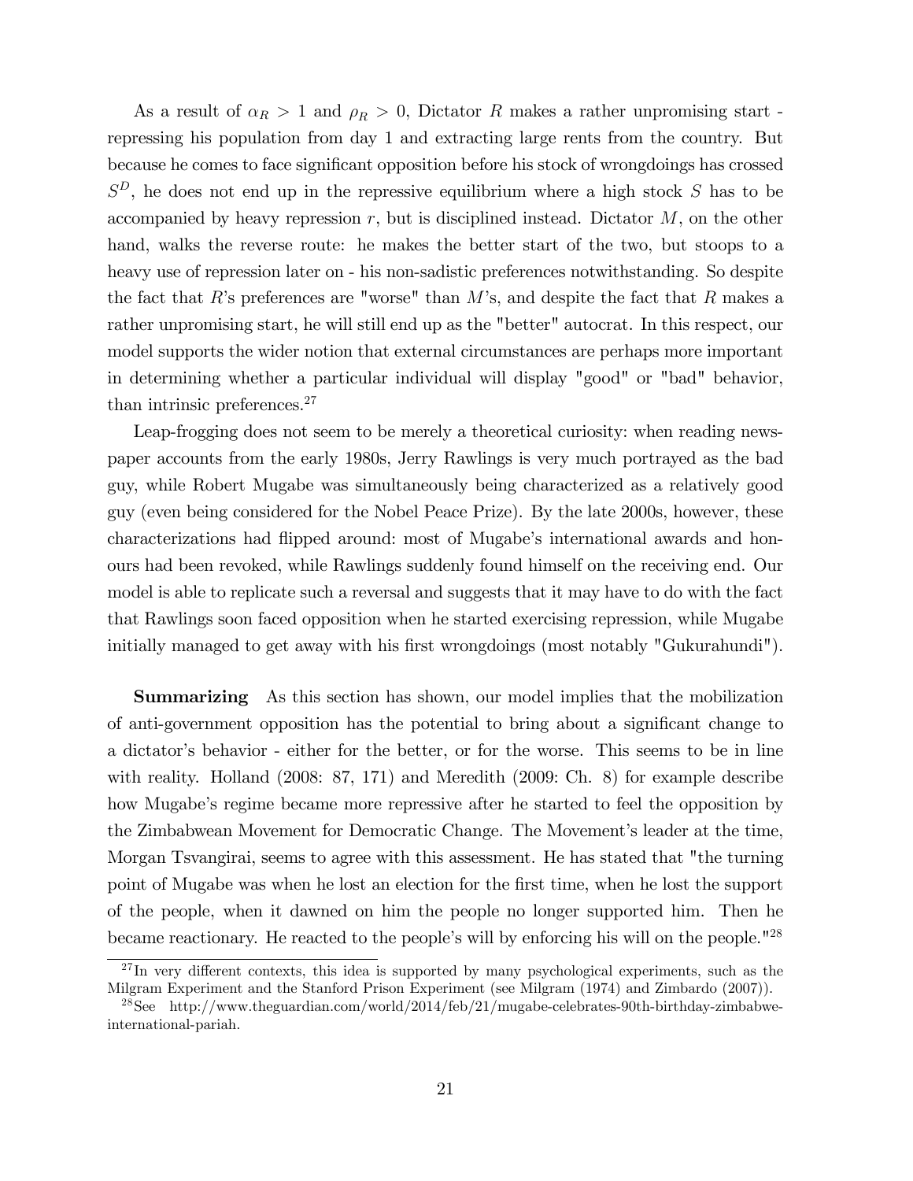As a result of $\alpha_R > 1$ and $\rho_R > 0$, Dictator $R$ makes a rather unpromising start - repressing his population from day 1 and extracting large rents from the country. But because he comes to face significant opposition before his stock of wrongdoings has crossed $S^D$, he does not end up in the repressive equilibrium where a high stock $S$ has to be accompanied by heavy repression $r$, but is disciplined instead. Dictator $M$, on the other hand, walks the reverse route: he makes the better start of the two, but stoops to a heavy use of repression later on - his non-sadistic preferences notwithstanding. So despite the fact that $R$'s preferences are "worse" than $M$'s, and despite the fact that $R$ makes a rather unpromising start, he will still end up as the "better" autocrat. In this respect, our model supports the wider notion that external circumstances are perhaps more important in determining whether a particular individual will display "good" or "bad" behavior, than intrinsic preferences.[27]

Leap-frogging does not seem to be merely a theoretical curiosity: when reading newspaper accounts from the early 1980s, Jerry Rawlings is very much portrayed as the bad guy, while Robert Mugabe was simultaneously being characterized as a relatively good guy (even being considered for the Nobel Peace Prize). By the late 2000s, however, these characterizations had flipped around: most of Mugabe's international awards and honours had been revoked, while Rawlings suddenly found himself on the receiving end. Our model is able to replicate such a reversal and suggests that it may have to do with the fact that Rawlings soon faced opposition when he started exercising repression, while Mugabe initially managed to get away with his first wrongdoings (most notably "Gukurahundi").

**Summarizing** As this section has shown, our model implies that the mobilization of anti-government opposition has the potential to bring about a significant change to a dictator's behavior - either for the better, or for the worse. This seems to be in line with reality. Holland (2008: 87, 171) and Meredith (2009: Ch. 8) for example describe how Mugabe's regime became more repressive after he started to feel the opposition by the Zimbabwean Movement for Democratic Change. The Movement's leader at the time, Morgan Tsvangirai, seems to agree with this assessment. He has stated that "the turning point of Mugabe was when he lost an election for the first time, when he lost the support of the people, when it dawned on him the people no longer supported him. Then he became reactionary. He reacted to the people's will by enforcing his will on the people."[28]

[27] In very different contexts, this idea is supported by many psychological experiments, such as the Milgram Experiment and the Stanford Prison Experiment (see Milgram (1974) and Zimbardo (2007)).

[28] See http://www.theguardian.com/world/2014/feb/21/mugabe-celebrates-90th-birthday-zimbabwe-international-pariah.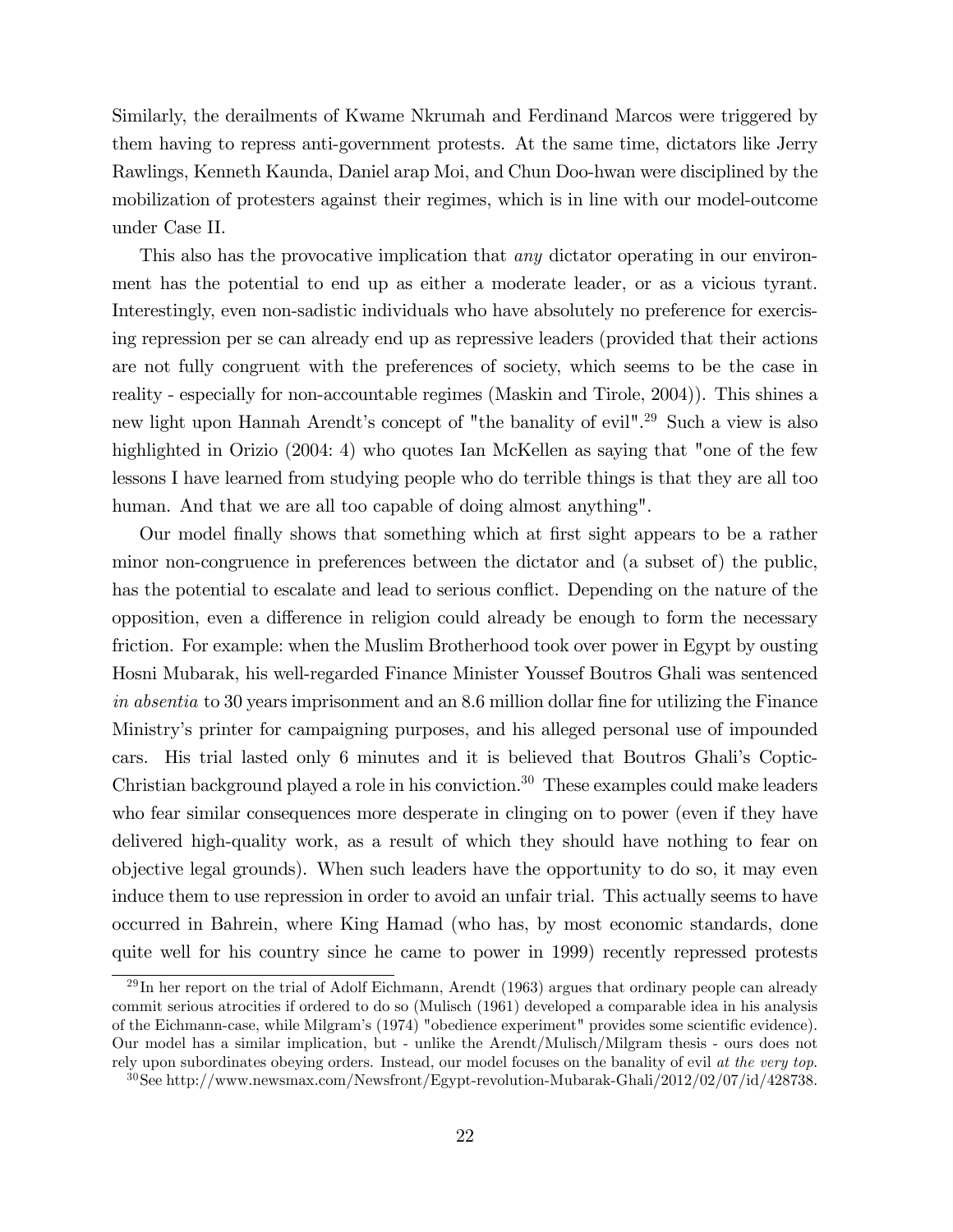Similarly, the derailments of Kwame Nkrumah and Ferdinand Marcos were triggered by them having to repress anti-government protests. At the same time, dictators like Jerry Rawlings, Kenneth Kaunda, Daniel arap Moi, and Chun Doo-hwan were disciplined by the mobilization of protesters against their regimes, which is in line with our model-outcome under Case II.

This also has the provocative implication that *any* dictator operating in our environment has the potential to end up as either a moderate leader, or as a vicious tyrant. Interestingly, even non-sadistic individuals who have absolutely no preference for exercising repression per se can already end up as repressive leaders (provided that their actions are not fully congruent with the preferences of society, which seems to be the case in reality - especially for non-accountable regimes (Maskin and Tirole, 2004)). This shines a new light upon Hannah Arendt's concept of "the banality of evil".[29] Such a view is also highlighted in Orizio (2004: 4) who quotes Ian McKellen as saying that "one of the few lessons I have learned from studying people who do terrible things is that they are all too human. And that we are all too capable of doing almost anything".

Our model finally shows that something which at first sight appears to be a rather minor non-congruence in preferences between the dictator and (a subset of) the public, has the potential to escalate and lead to serious conflict. Depending on the nature of the opposition, even a difference in religion could already be enough to form the necessary friction. For example: when the Muslim Brotherhood took over power in Egypt by ousting Hosni Mubarak, his well-regarded Finance Minister Youssef Boutros Ghali was sentenced *in absentia* to 30 years imprisonment and an 8.6 million dollar fine for utilizing the Finance Ministry's printer for campaigning purposes, and his alleged personal use of impounded cars. His trial lasted only 6 minutes and it is believed that Boutros Ghali's Coptic-Christian background played a role in his conviction.[30] These examples could make leaders who fear similar consequences more desperate in clinging on to power (even if they have delivered high-quality work, as a result of which they should have nothing to fear on objective legal grounds). When such leaders have the opportunity to do so, it may even induce them to use repression in order to avoid an unfair trial. This actually seems to have occurred in Bahrein, where King Hamad (who has, by most economic standards, done quite well for his country since he came to power in 1999) recently repressed protests

[29] In her report on the trial of Adolf Eichmann, Arendt (1963) argues that ordinary people can already commit serious atrocities if ordered to do so (Mulisch (1961) developed a comparable idea in his analysis of the Eichmann-case, while Milgram's (1974) "obedience experiment" provides some scientific evidence). Our model has a similar implication, but - unlike the Arendt/Mulisch/Milgram thesis - ours does not rely upon subordinates obeying orders. Instead, our model focuses on the banality of evil *at the very top*.

[30] See http://www.newsmax.com/Newsfront/Egypt-revolution-Mubarak-Ghali/2012/02/07/id/428738.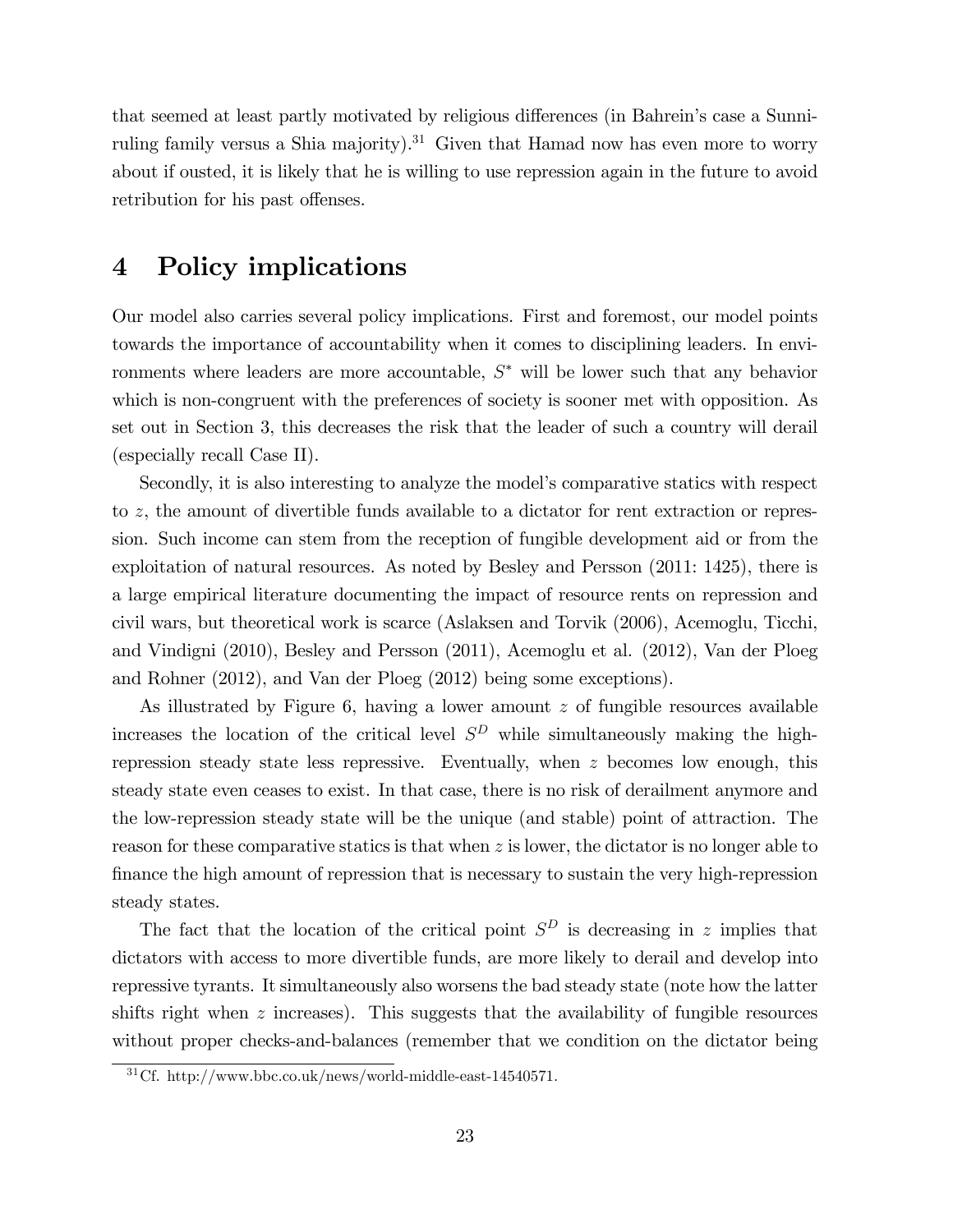that seemed at least partly motivated by religious differences (in Bahrein's case a Sunni-ruling family versus a Shia majority).[31] Given that Hamad now has even more to worry about if ousted, it is likely that he is willing to use repression again in the future to avoid retribution for his past offenses.

# 4 Policy implications

Our model also carries several policy implications. First and foremost, our model points towards the importance of accountability when it comes to disciplining leaders. In environments where leaders are more accountable, $S^*$ will be lower such that any behavior which is non-congruent with the preferences of society is sooner met with opposition. As set out in Section 3, this decreases the risk that the leader of such a country will derail (especially recall Case II).

Secondly, it is also interesting to analyze the model's comparative statics with respect to $z$, the amount of divertible funds available to a dictator for rent extraction or repression. Such income can stem from the reception of fungible development aid or from the exploitation of natural resources. As noted by Besley and Persson (2011: 1425), there is a large empirical literature documenting the impact of resource rents on repression and civil wars, but theoretical work is scarce (Aslaksen and Torvik (2006), Acemoglu, Ticchi, and Vindigni (2010), Besley and Persson (2011), Acemoglu et al. (2012), Van der Ploeg and Rohner (2012), and Van der Ploeg (2012) being some exceptions).

As illustrated by Figure 6, having a lower amount $z$ of fungible resources available increases the location of the critical level $S^D$ while simultaneously making the high-repression steady state less repressive. Eventually, when $z$ becomes low enough, this steady state even ceases to exist. In that case, there is no risk of derailment anymore and the low-repression steady state will be the unique (and stable) point of attraction. The reason for these comparative statics is that when $z$ is lower, the dictator is no longer able to finance the high amount of repression that is necessary to sustain the very high-repression steady states.

The fact that the location of the critical point $S^D$ is decreasing in $z$ implies that dictators with access to more divertible funds, are more likely to derail and develop into repressive tyrants. It simultaneously also worsens the bad steady state (note how the latter shifts right when $z$ increases). This suggests that the availability of fungible resources without proper checks-and-balances (remember that we condition on the dictator being

[31] Cf. http://www.bbc.co.uk/news/world-middle-east-14540571.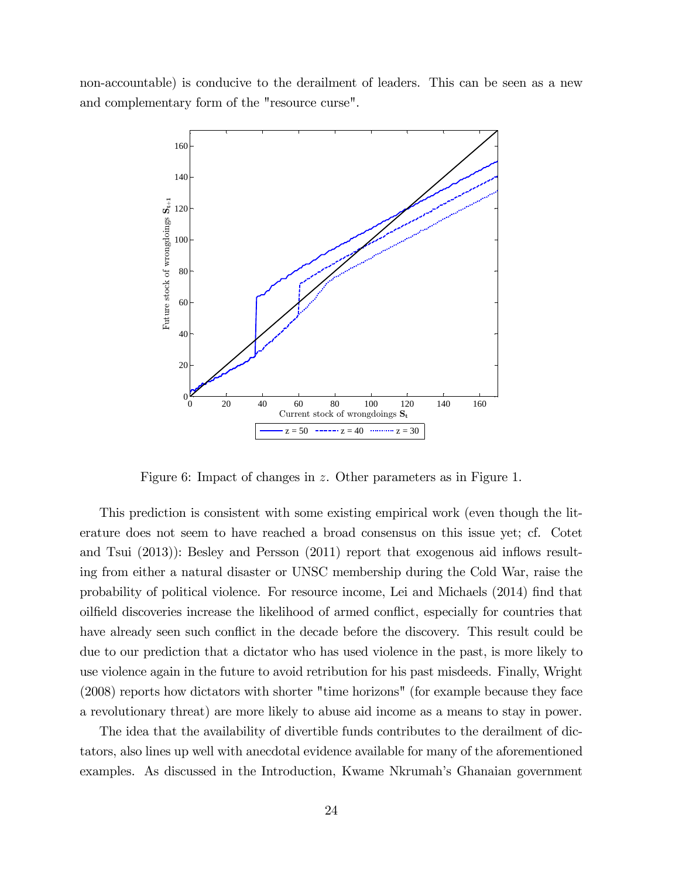non-accountable) is conducive to the derailment of leaders. This can be seen as a new and complementary form of the "resource curse".

Figure 6: Impact of changes in $z$. Other parameters as in Figure 1.

This prediction is consistent with some existing empirical work (even though the literature does not seem to have reached a broad consensus on this issue yet; cf. Cotet and Tsui (2013)): Besley and Persson (2011) report that exogenous aid inflows resulting from either a natural disaster or UNSC membership during the Cold War, raise the probability of political violence. For resource income, Lei and Michaels (2014) find that oilfield discoveries increase the likelihood of armed conflict, especially for countries that have already seen such conflict in the decade before the discovery. This result could be due to our prediction that a dictator who has used violence in the past, is more likely to use violence again in the future to avoid retribution for his past misdeeds. Finally, Wright (2008) reports how dictators with shorter "time horizons" (for example because they face a revolutionary threat) are more likely to abuse aid income as a means to stay in power.

The idea that the availability of divertible funds contributes to the derailment of dictators, also lines up well with anecdotal evidence available for many of the aforementioned examples. As discussed in the Introduction, Kwame Nkrumah's Ghanaian government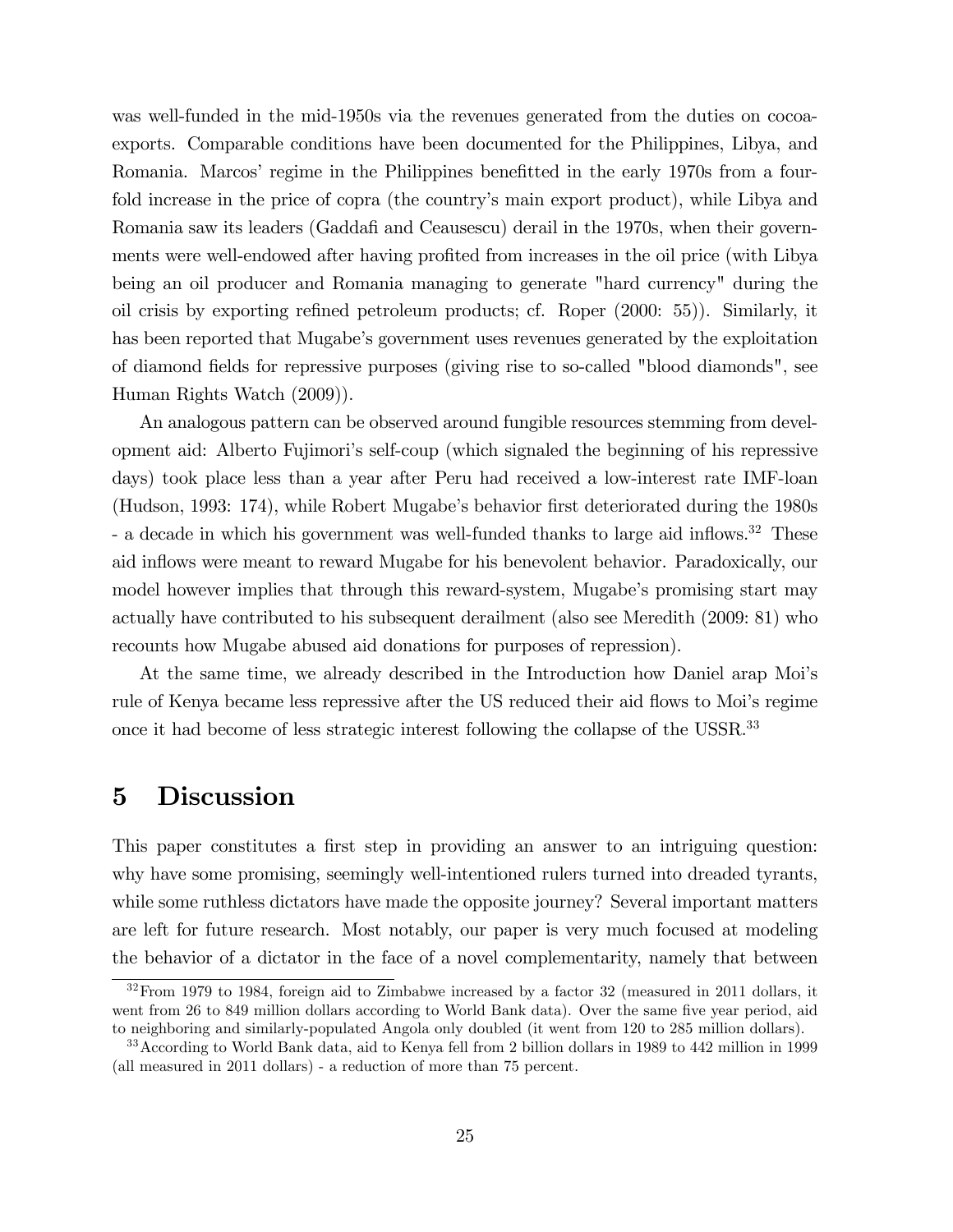was well-funded in the mid-1950s via the revenues generated from the duties on cocoa-exports. Comparable conditions have been documented for the Philippines, Libya, and Romania. Marcos' regime in the Philippines benefitted in the early 1970s from a four-fold increase in the price of copra (the country's main export product), while Libya and Romania saw its leaders (Gaddafi and Ceausescu) derail in the 1970s, when their governments were well-endowed after having profited from increases in the oil price (with Libya being an oil producer and Romania managing to generate "hard currency" during the oil crisis by exporting refined petroleum products; cf. Roper (2000: 55)). Similarly, it has been reported that Mugabe's government uses revenues generated by the exploitation of diamond fields for repressive purposes (giving rise to so-called "blood diamonds", see Human Rights Watch (2009)).

An analogous pattern can be observed around fungible resources stemming from development aid: Alberto Fujimori's self-coup (which signaled the beginning of his repressive days) took place less than a year after Peru had received a low-interest rate IMF-loan (Hudson, 1993: 174), while Robert Mugabe's behavior first deteriorated during the 1980s - a decade in which his government was well-funded thanks to large aid inflows.[32] These aid inflows were meant to reward Mugabe for his benevolent behavior. Paradoxically, our model however implies that through this reward-system, Mugabe's promising start may actually have contributed to his subsequent derailment (also see Meredith (2009: 81) who recounts how Mugabe abused aid donations for purposes of repression).

At the same time, we already described in the Introduction how Daniel arap Moi's rule of Kenya became less repressive after the US reduced their aid flows to Moi's regime once it had become of less strategic interest following the collapse of the USSR.[33]

# 5 Discussion

This paper constitutes a first step in providing an answer to an intriguing question: why have some promising, seemingly well-intentioned rulers turned into dreaded tyrants, while some ruthless dictators have made the opposite journey? Several important matters are left for future research. Most notably, our paper is very much focused at modeling the behavior of a dictator in the face of a novel complementarity, namely that between

---

[32] From 1979 to 1984, foreign aid to Zimbabwe increased by a factor 32 (measured in 2011 dollars, it went from 26 to 849 million dollars according to World Bank data). Over the same five year period, aid to neighboring and similarly-populated Angola only doubled (it went from 120 to 285 million dollars).

[33] According to World Bank data, aid to Kenya fell from 2 billion dollars in 1989 to 442 million in 1999 (all measured in 2011 dollars) - a reduction of more than 75 percent.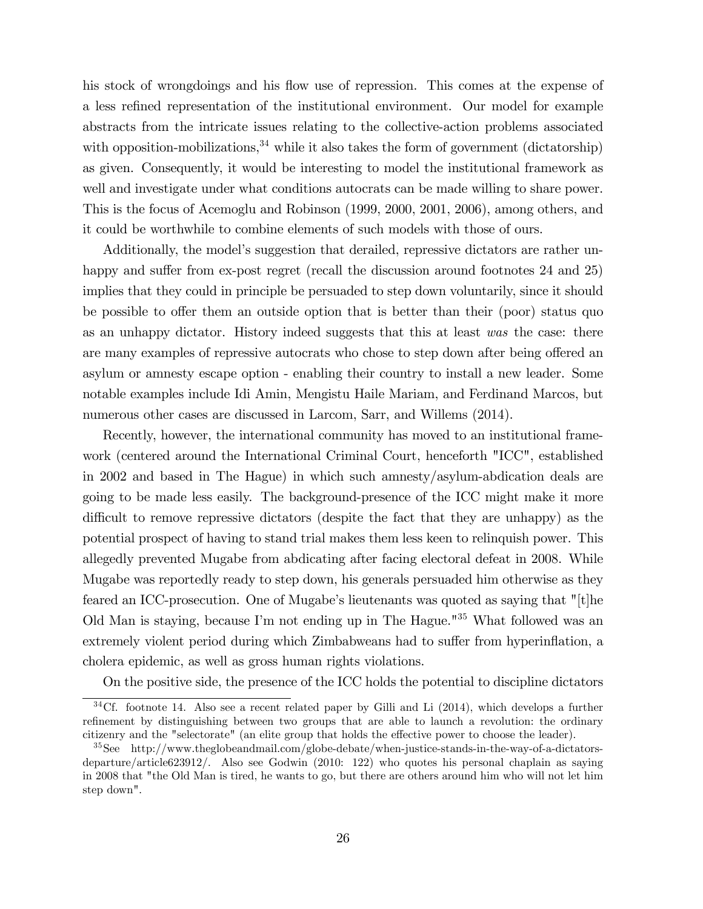his stock of wrongdoings and his flow use of repression. This comes at the expense of a less refined representation of the institutional environment. Our model for example abstracts from the intricate issues relating to the collective-action problems associated with opposition-mobilizations,[34] while it also takes the form of government (dictatorship) as given. Consequently, it would be interesting to model the institutional framework as well and investigate under what conditions autocrats can be made willing to share power. This is the focus of Acemoglu and Robinson (1999, 2000, 2001, 2006), among others, and it could be worthwhile to combine elements of such models with those of ours.

Additionally, the model's suggestion that derailed, repressive dictators are rather unhappy and suffer from ex-post regret (recall the discussion around footnotes 24 and 25) implies that they could in principle be persuaded to step down voluntarily, since it should be possible to offer them an outside option that is better than their (poor) status quo as an unhappy dictator. History indeed suggests that this at least *was* the case: there are many examples of repressive autocrats who chose to step down after being offered an asylum or amnesty escape option - enabling their country to install a new leader. Some notable examples include Idi Amin, Mengistu Haile Mariam, and Ferdinand Marcos, but numerous other cases are discussed in Larcom, Sarr, and Willems (2014).

Recently, however, the international community has moved to an institutional framework (centered around the International Criminal Court, henceforth "ICC", established in 2002 and based in The Hague) in which such amnesty/asylum-abdication deals are going to be made less easily. The background-presence of the ICC might make it more difficult to remove repressive dictators (despite the fact that they are unhappy) as the potential prospect of having to stand trial makes them less keen to relinquish power. This allegedly prevented Mugabe from abdicating after facing electoral defeat in 2008. While Mugabe was reportedly ready to step down, his generals persuaded him otherwise as they feared an ICC-prosecution. One of Mugabe's lieutenants was quoted as saying that "[t]he Old Man is staying, because I'm not ending up in The Hague."[35] What followed was an extremely violent period during which Zimbabweans had to suffer from hyperinflation, a cholera epidemic, as well as gross human rights violations.

On the positive side, the presence of the ICC holds the potential to discipline dictators

[34] Cf. footnote 14. Also see a recent related paper by Gilli and Li (2014), which develops a further refinement by distinguishing between two groups that are able to launch a revolution: the ordinary citizenry and the "selectorate" (an elite group that holds the effective power to choose the leader).

[35] See http://www.theglobeandmail.com/globe-debate/when-justice-stands-in-the-way-of-a-dictators-departure/article623912/. Also see Godwin (2010: 122) who quotes his personal chaplain as saying in 2008 that "the Old Man is tired, he wants to go, but there are others around him who will not let him step down".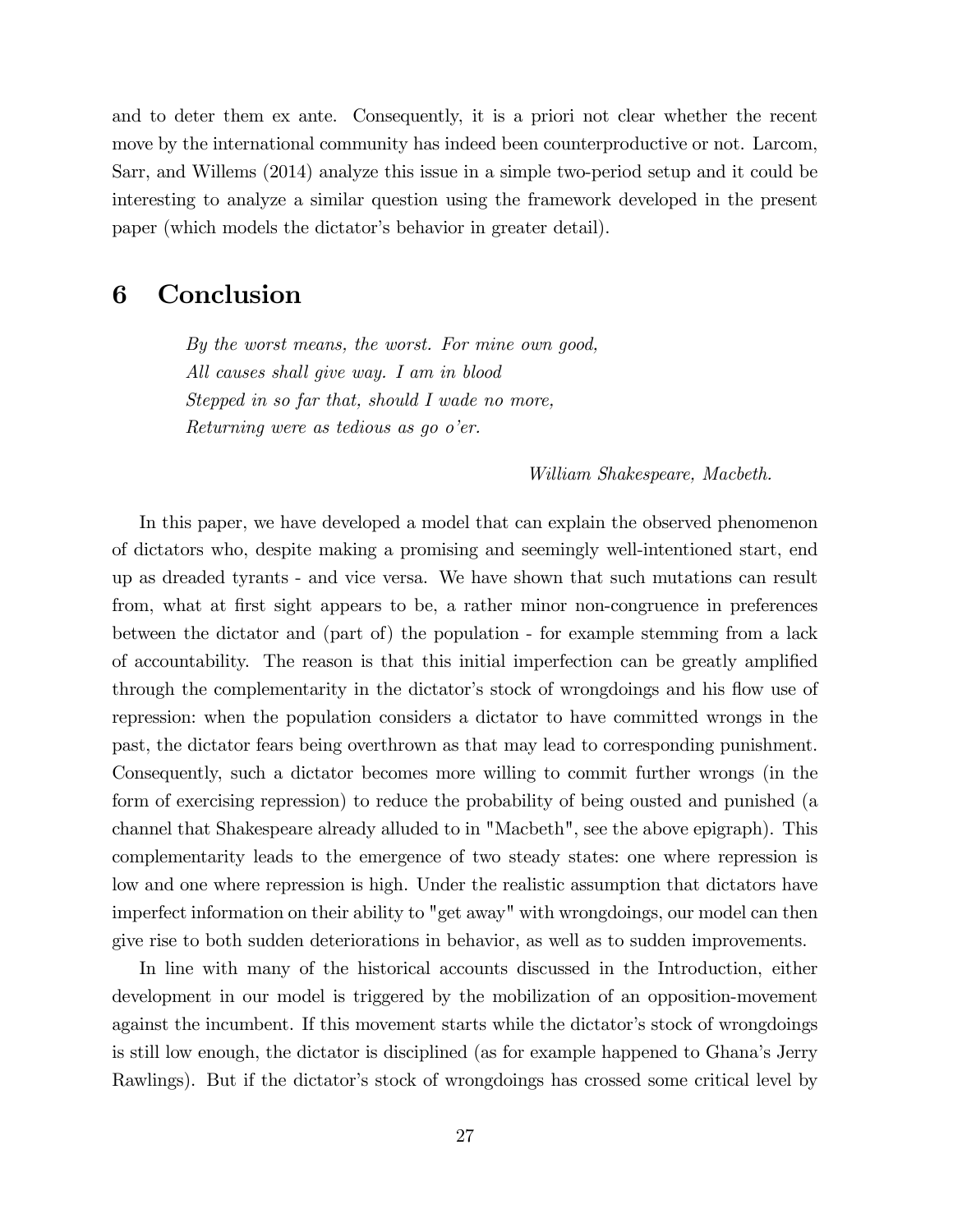and to deter them ex ante. Consequently, it is a priori not clear whether the recent move by the international community has indeed been counterproductive or not. Larcom, Sarr, and Willems (2014) analyze this issue in a simple two-period setup and it could be interesting to analyze a similar question using the framework developed in the present paper (which models the dictator's behavior in greater detail).

# 6 Conclusion

> *By the worst means, the worst. For mine own good,*
> *All causes shall give way. I am in blood*
> *Stepped in so far that, should I wade no more,*
> *Returning were as tedious as go o'er.*
>
> *William Shakespeare, Macbeth.*

In this paper, we have developed a model that can explain the observed phenomenon of dictators who, despite making a promising and seemingly well-intentioned start, end up as dreaded tyrants - and vice versa. We have shown that such mutations can result from, what at first sight appears to be, a rather minor non-congruence in preferences between the dictator and (part of) the population - for example stemming from a lack of accountability. The reason is that this initial imperfection can be greatly amplified through the complementarity in the dictator's stock of wrongdoings and his flow use of repression: when the population considers a dictator to have committed wrongs in the past, the dictator fears being overthrown as that may lead to corresponding punishment. Consequently, such a dictator becomes more willing to commit further wrongs (in the form of exercising repression) to reduce the probability of being ousted and punished (a channel that Shakespeare already alluded to in "Macbeth", see the above epigraph). This complementarity leads to the emergence of two steady states: one where repression is low and one where repression is high. Under the realistic assumption that dictators have imperfect information on their ability to "get away" with wrongdoings, our model can then give rise to both sudden deteriorations in behavior, as well as to sudden improvements.

In line with many of the historical accounts discussed in the Introduction, either development in our model is triggered by the mobilization of an opposition-movement against the incumbent. If this movement starts while the dictator's stock of wrongdoings is still low enough, the dictator is disciplined (as for example happened to Ghana's Jerry Rawlings). But if the dictator's stock of wrongdoings has crossed some critical level by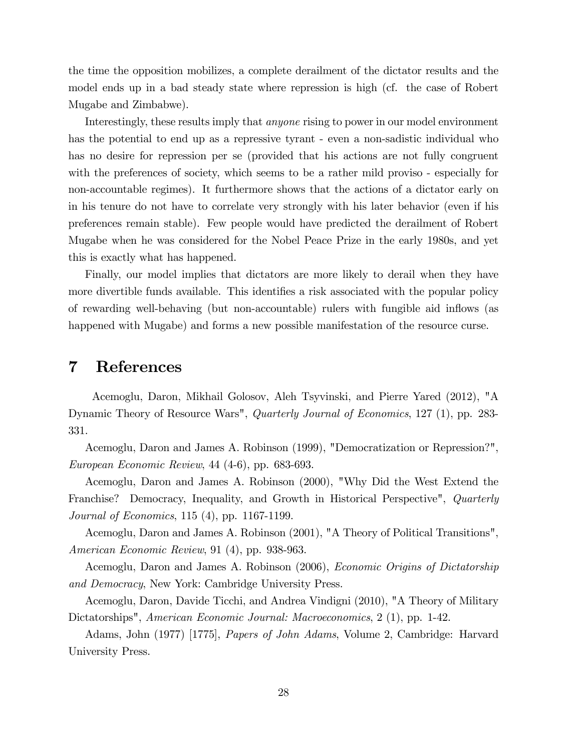the time the opposition mobilizes, a complete derailment of the dictator results and the model ends up in a bad steady state where repression is high (cf. the case of Robert Mugabe and Zimbabwe).

Interestingly, these results imply that *anyone* rising to power in our model environment has the potential to end up as a repressive tyrant - even a non-sadistic individual who has no desire for repression per se (provided that his actions are not fully congruent with the preferences of society, which seems to be a rather mild proviso - especially for non-accountable regimes). It furthermore shows that the actions of a dictator early on in his tenure do not have to correlate very strongly with his later behavior (even if his preferences remain stable). Few people would have predicted the derailment of Robert Mugabe when he was considered for the Nobel Peace Prize in the early 1980s, and yet this is exactly what has happened.

Finally, our model implies that dictators are more likely to derail when they have more divertible funds available. This identifies a risk associated with the popular policy of rewarding well-behaving (but non-accountable) rulers with fungible aid inflows (as happened with Mugabe) and forms a new possible manifestation of the resource curse.

# 7 References

Acemoglu, Daron, Mikhail Golosov, Aleh Tsyvinski, and Pierre Yared (2012), "A Dynamic Theory of Resource Wars", *Quarterly Journal of Economics*, 127 (1), pp. 283-331.

Acemoglu, Daron and James A. Robinson (1999), "Democratization or Repression?", *European Economic Review*, 44 (4-6), pp. 683-693.

Acemoglu, Daron and James A. Robinson (2000), "Why Did the West Extend the Franchise? Democracy, Inequality, and Growth in Historical Perspective", *Quarterly Journal of Economics*, 115 (4), pp. 1167-1199.

Acemoglu, Daron and James A. Robinson (2001), "A Theory of Political Transitions", *American Economic Review*, 91 (4), pp. 938-963.

Acemoglu, Daron and James A. Robinson (2006), *Economic Origins of Dictatorship and Democracy*, New York: Cambridge University Press.

Acemoglu, Daron, Davide Ticchi, and Andrea Vindigni (2010), "A Theory of Military Dictatorships", *American Economic Journal: Macroeconomics*, 2 (1), pp. 1-42.

Adams, John (1977) [1775], *Papers of John Adams*, Volume 2, Cambridge: Harvard University Press.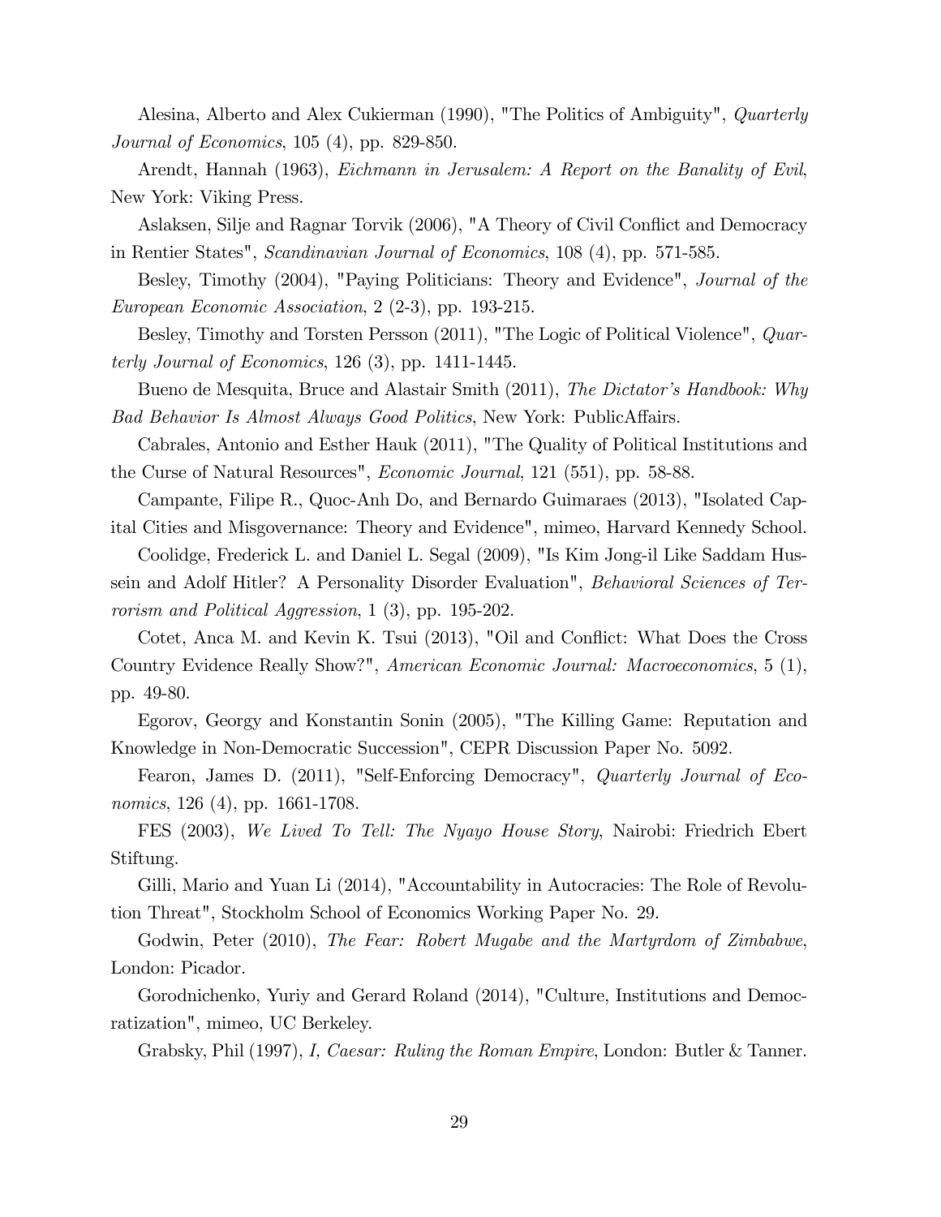Alesina, Alberto and Alex Cukierman (1990), "The Politics of Ambiguity", *Quarterly Journal of Economics*, 105 (4), pp. 829-850.

Arendt, Hannah (1963), *Eichmann in Jerusalem: A Report on the Banality of Evil*, New York: Viking Press.

Aslaksen, Silje and Ragnar Torvik (2006), "A Theory of Civil Conflict and Democracy in Rentier States", *Scandinavian Journal of Economics*, 108 (4), pp. 571-585.

Besley, Timothy (2004), "Paying Politicians: Theory and Evidence", *Journal of the European Economic Association*, 2 (2-3), pp. 193-215.

Besley, Timothy and Torsten Persson (2011), "The Logic of Political Violence", *Quarterly Journal of Economics*, 126 (3), pp. 1411-1445.

Bueno de Mesquita, Bruce and Alastair Smith (2011), *The Dictator's Handbook: Why Bad Behavior Is Almost Always Good Politics*, New York: PublicAffairs.

Cabrales, Antonio and Esther Hauk (2011), "The Quality of Political Institutions and the Curse of Natural Resources", *Economic Journal*, 121 (551), pp. 58-88.

Campante, Filipe R., Quoc-Anh Do, and Bernardo Guimaraes (2013), "Isolated Capital Cities and Misgovernance: Theory and Evidence", mimeo, Harvard Kennedy School.

Coolidge, Frederick L. and Daniel L. Segal (2009), "Is Kim Jong-il Like Saddam Hussein and Adolf Hitler? A Personality Disorder Evaluation", *Behavioral Sciences of Terrorism and Political Aggression*, 1 (3), pp. 195-202.

Cotet, Anca M. and Kevin K. Tsui (2013), "Oil and Conflict: What Does the Cross Country Evidence Really Show?", *American Economic Journal: Macroeconomics*, 5 (1), pp. 49-80.

Egorov, Georgy and Konstantin Sonin (2005), "The Killing Game: Reputation and Knowledge in Non-Democratic Succession", CEPR Discussion Paper No. 5092.

Fearon, James D. (2011), "Self-Enforcing Democracy", *Quarterly Journal of Economics*, 126 (4), pp. 1661-1708.

FES (2003), *We Lived To Tell: The Nyayo House Story*, Nairobi: Friedrich Ebert Stiftung.

Gilli, Mario and Yuan Li (2014), "Accountability in Autocracies: The Role of Revolution Threat", Stockholm School of Economics Working Paper No. 29.

Godwin, Peter (2010), *The Fear: Robert Mugabe and the Martyrdom of Zimbabwe*, London: Picador.

Gorodnichenko, Yuriy and Gerard Roland (2014), "Culture, Institutions and Democratization", mimeo, UC Berkeley.

Grabsky, Phil (1997), *I, Caesar: Ruling the Roman Empire*, London: Butler & Tanner.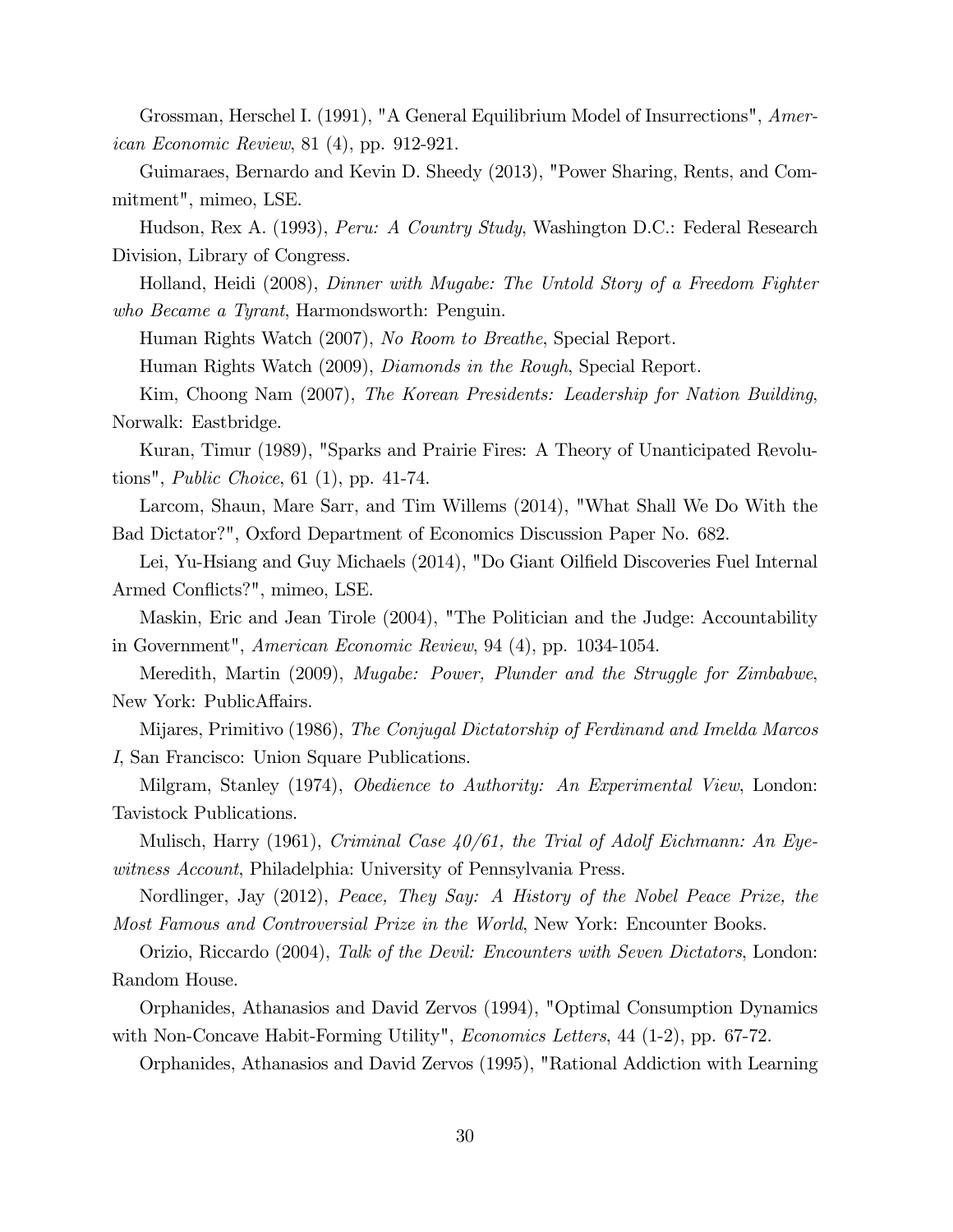Grossman, Herschel I. (1991), "A General Equilibrium Model of Insurrections", *American Economic Review*, 81 (4), pp. 912-921.

Guimaraes, Bernardo and Kevin D. Sheedy (2013), "Power Sharing, Rents, and Commitment", mimeo, LSE.

Hudson, Rex A. (1993), *Peru: A Country Study*, Washington D.C.: Federal Research Division, Library of Congress.

Holland, Heidi (2008), *Dinner with Mugabe: The Untold Story of a Freedom Fighter who Became a Tyrant*, Harmondsworth: Penguin.

Human Rights Watch (2007), *No Room to Breathe*, Special Report.

Human Rights Watch (2009), *Diamonds in the Rough*, Special Report.

Kim, Choong Nam (2007), *The Korean Presidents: Leadership for Nation Building*, Norwalk: Eastbridge.

Kuran, Timur (1989), "Sparks and Prairie Fires: A Theory of Unanticipated Revolutions", *Public Choice*, 61 (1), pp. 41-74.

Larcom, Shaun, Mare Sarr, and Tim Willems (2014), "What Shall We Do With the Bad Dictator?", Oxford Department of Economics Discussion Paper No. 682.

Lei, Yu-Hsiang and Guy Michaels (2014), "Do Giant Oilfield Discoveries Fuel Internal Armed Conflicts?", mimeo, LSE.

Maskin, Eric and Jean Tirole (2004), "The Politician and the Judge: Accountability in Government", *American Economic Review*, 94 (4), pp. 1034-1054.

Meredith, Martin (2009), *Mugabe: Power, Plunder and the Struggle for Zimbabwe*, New York: PublicAffairs.

Mijares, Primitivo (1986), *The Conjugal Dictatorship of Ferdinand and Imelda Marcos I*, San Francisco: Union Square Publications.

Milgram, Stanley (1974), *Obedience to Authority: An Experimental View*, London: Tavistock Publications.

Mulisch, Harry (1961), *Criminal Case 40/61, the Trial of Adolf Eichmann: An Eyewitness Account*, Philadelphia: University of Pennsylvania Press.

Nordlinger, Jay (2012), *Peace, They Say: A History of the Nobel Peace Prize, the Most Famous and Controversial Prize in the World*, New York: Encounter Books.

Orizio, Riccardo (2004), *Talk of the Devil: Encounters with Seven Dictators*, London: Random House.

Orphanides, Athanasios and David Zervos (1994), "Optimal Consumption Dynamics with Non-Concave Habit-Forming Utility", *Economics Letters*, 44 (1-2), pp. 67-72.

Orphanides, Athanasios and David Zervos (1995), "Rational Addiction with Learning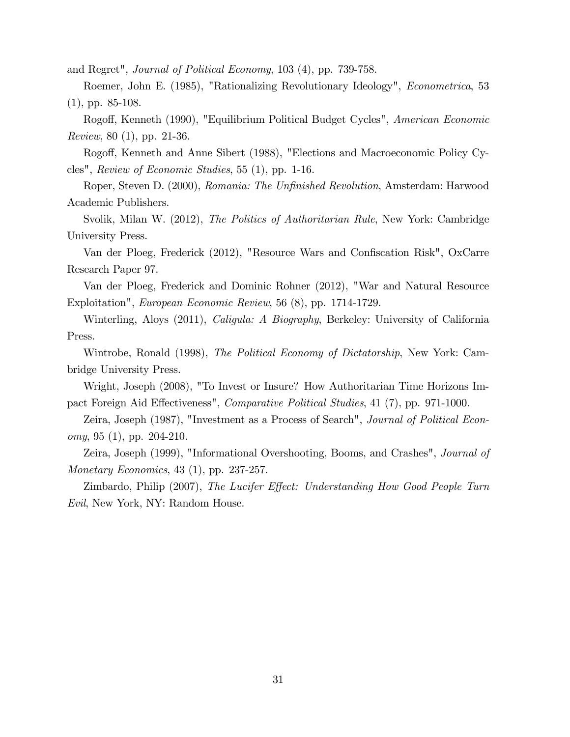and Regret", *Journal of Political Economy*, 103 (4), pp. 739-758.

Roemer, John E. (1985), "Rationalizing Revolutionary Ideology", *Econometrica*, 53 (1), pp. 85-108.

Rogoff, Kenneth (1990), "Equilibrium Political Budget Cycles", *American Economic Review*, 80 (1), pp. 21-36.

Rogoff, Kenneth and Anne Sibert (1988), "Elections and Macroeconomic Policy Cycles", *Review of Economic Studies*, 55 (1), pp. 1-16.

Roper, Steven D. (2000), *Romania: The Unfinished Revolution*, Amsterdam: Harwood Academic Publishers.

Svolik, Milan W. (2012), *The Politics of Authoritarian Rule*, New York: Cambridge University Press.

Van der Ploeg, Frederick (2012), "Resource Wars and Confiscation Risk", OxCarre Research Paper 97.

Van der Ploeg, Frederick and Dominic Rohner (2012), "War and Natural Resource Exploitation", *European Economic Review*, 56 (8), pp. 1714-1729.

Winterling, Aloys (2011), *Caligula: A Biography*, Berkeley: University of California Press.

Wintrobe, Ronald (1998), *The Political Economy of Dictatorship*, New York: Cambridge University Press.

Wright, Joseph (2008), "To Invest or Insure? How Authoritarian Time Horizons Impact Foreign Aid Effectiveness", *Comparative Political Studies*, 41 (7), pp. 971-1000.

Zeira, Joseph (1987), "Investment as a Process of Search", *Journal of Political Economy*, 95 (1), pp. 204-210.

Zeira, Joseph (1999), "Informational Overshooting, Booms, and Crashes", *Journal of Monetary Economics*, 43 (1), pp. 237-257.

Zimbardo, Philip (2007), *The Lucifer Effect: Understanding How Good People Turn Evil*, New York, NY: Random House.